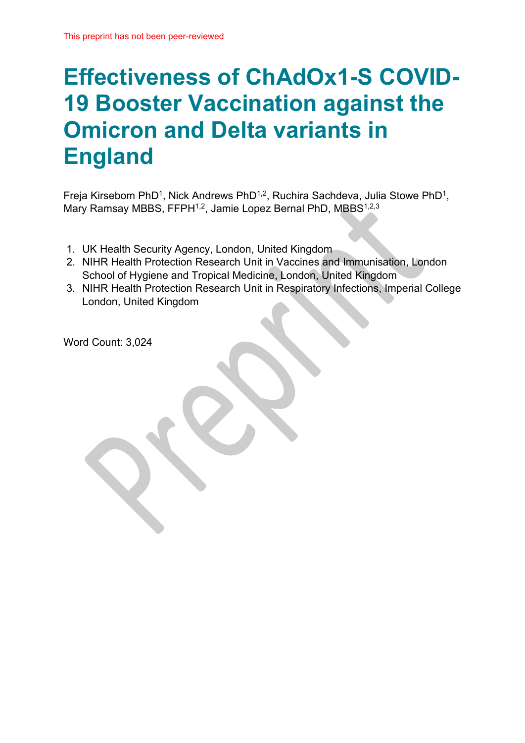This preprint has not been peer-reviewed

# Effectiveness of ChAdOx1-S COVID-19 Booster Vaccination against the Omicron and Delta variants in England

Freja Kirsebom PhD[1], Nick Andrews PhD[1,2], Ruchira Sachdeva, Julia Stowe PhD[1], Mary Ramsay MBBS, FFPH[1,2], Jamie Lopez Bernal PhD, MBBS[1,2,3]

1. UK Health Security Agency, London, United Kingdom
2. NIHR Health Protection Research Unit in Vaccines and Immunisation, London School of Hygiene and Tropical Medicine, London, United Kingdom
3. NIHR Health Protection Research Unit in Respiratory Infections, Imperial College London, United Kingdom

Word Count: 3,024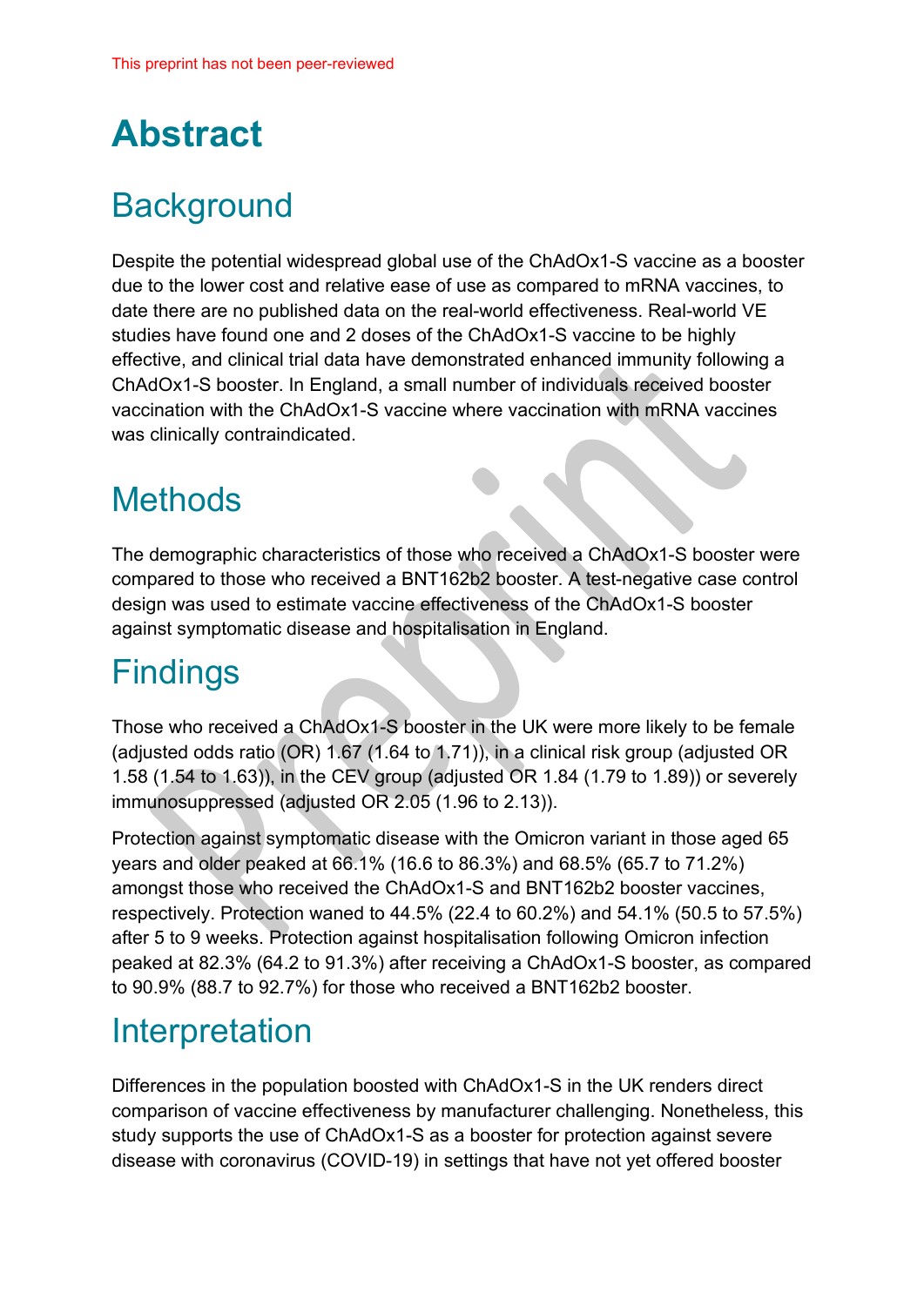# Abstract

## Background

Despite the potential widespread global use of the ChAdOx1-S vaccine as a booster due to the lower cost and relative ease of use as compared to mRNA vaccines, to date there are no published data on the real-world effectiveness. Real-world VE studies have found one and 2 doses of the ChAdOx1-S vaccine to be highly effective, and clinical trial data have demonstrated enhanced immunity following a ChAdOx1-S booster. In England, a small number of individuals received booster vaccination with the ChAdOx1-S vaccine where vaccination with mRNA vaccines was clinically contraindicated.

## Methods

The demographic characteristics of those who received a ChAdOx1-S booster were compared to those who received a BNT162b2 booster. A test-negative case control design was used to estimate vaccine effectiveness of the ChAdOx1-S booster against symptomatic disease and hospitalisation in England.

## Findings

Those who received a ChAdOx1-S booster in the UK were more likely to be female (adjusted odds ratio (OR) 1.67 (1.64 to 1.71)), in a clinical risk group (adjusted OR 1.58 (1.54 to 1.63)), in the CEV group (adjusted OR 1.84 (1.79 to 1.89)) or severely immunosuppressed (adjusted OR 2.05 (1.96 to 2.13)).

Protection against symptomatic disease with the Omicron variant in those aged 65 years and older peaked at 66.1% (16.6 to 86.3%) and 68.5% (65.7 to 71.2%) amongst those who received the ChAdOx1-S and BNT162b2 booster vaccines, respectively. Protection waned to 44.5% (22.4 to 60.2%) and 54.1% (50.5 to 57.5%) after 5 to 9 weeks. Protection against hospitalisation following Omicron infection peaked at 82.3% (64.2 to 91.3%) after receiving a ChAdOx1-S booster, as compared to 90.9% (88.7 to 92.7%) for those who received a BNT162b2 booster.

## Interpretation

Differences in the population boosted with ChAdOx1-S in the UK renders direct comparison of vaccine effectiveness by manufacturer challenging. Nonetheless, this study supports the use of ChAdOx1-S as a booster for protection against severe disease with coronavirus (COVID-19) in settings that have not yet offered booster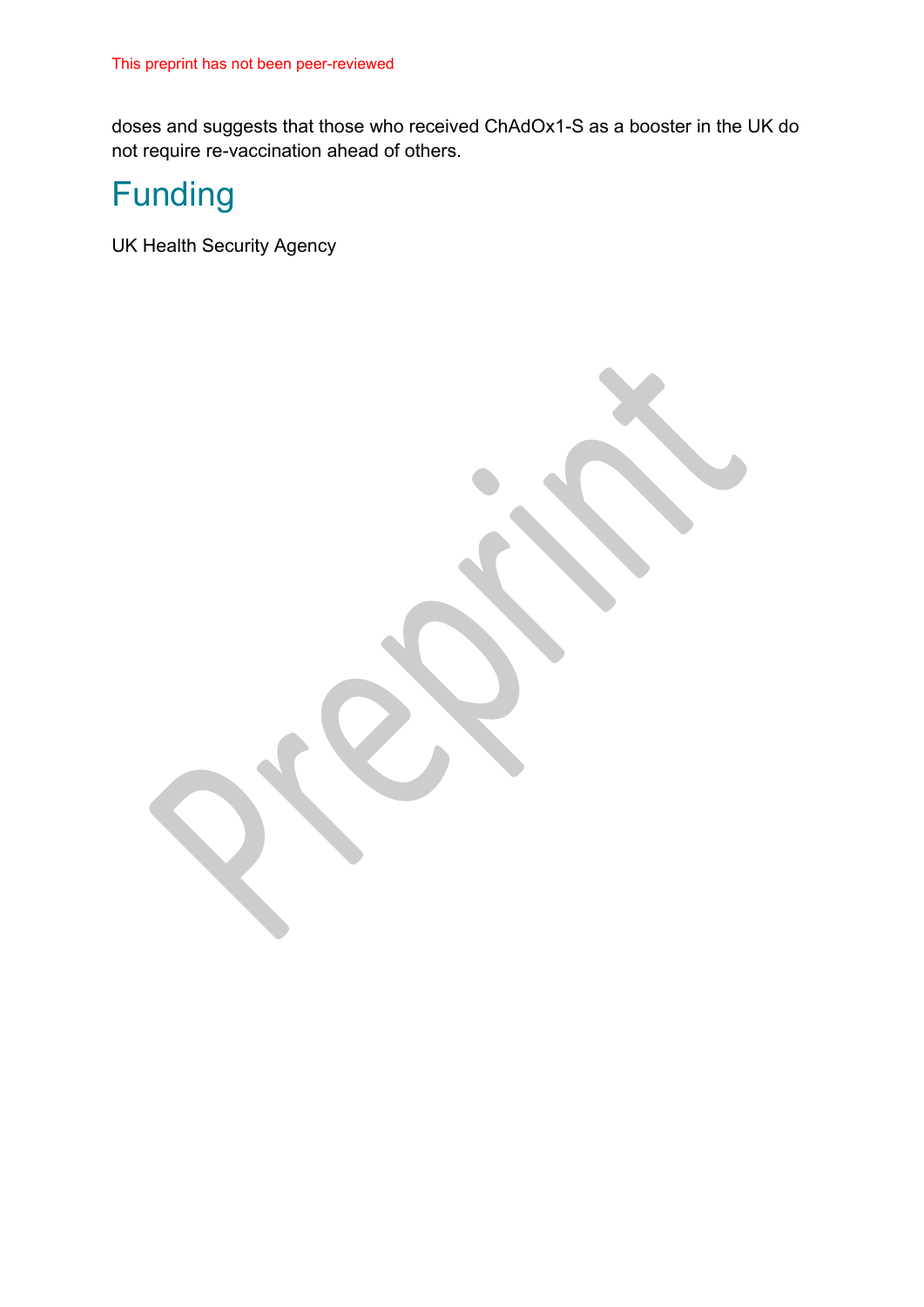doses and suggests that those who received ChAdOx1-S as a booster in the UK do not require re-vaccination ahead of others.

# Funding

UK Health Security Agency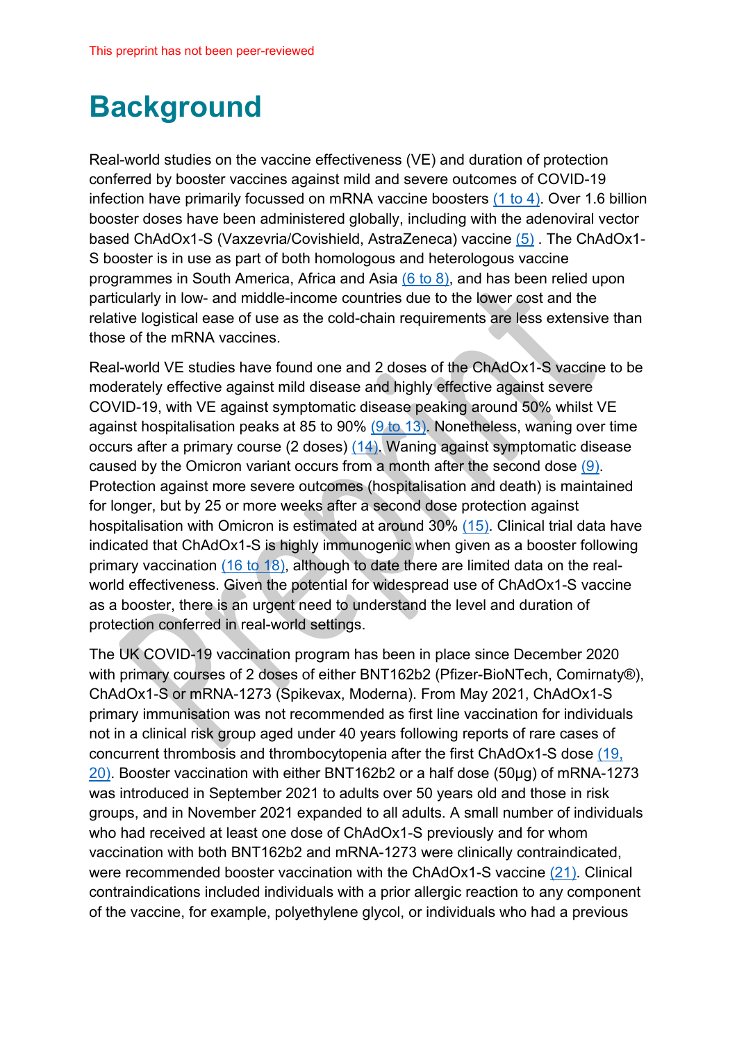This preprint has not been peer-reviewed

# Background

Real-world studies on the vaccine effectiveness (VE) and duration of protection conferred by booster vaccines against mild and severe outcomes of COVID-19 infection have primarily focussed on mRNA vaccine boosters (1 to 4). Over 1.6 billion booster doses have been administered globally, including with the adenoviral vector based ChAdOx1-S (Vaxzevria/Covishield, AstraZeneca) vaccine (5) . The ChAdOx1-S booster is in use as part of both homologous and heterologous vaccine programmes in South America, Africa and Asia (6 to 8), and has been relied upon particularly in low- and middle-income countries due to the lower cost and the relative logistical ease of use as the cold-chain requirements are less extensive than those of the mRNA vaccines.

Real-world VE studies have found one and 2 doses of the ChAdOx1-S vaccine to be moderately effective against mild disease and highly effective against severe COVID-19, with VE against symptomatic disease peaking around 50% whilst VE against hospitalisation peaks at 85 to 90% (9 to 13). Nonetheless, waning over time occurs after a primary course (2 doses) (14). Waning against symptomatic disease caused by the Omicron variant occurs from a month after the second dose (9). Protection against more severe outcomes (hospitalisation and death) is maintained for longer, but by 25 or more weeks after a second dose protection against hospitalisation with Omicron is estimated at around 30% (15). Clinical trial data have indicated that ChAdOx1-S is highly immunogenic when given as a booster following primary vaccination (16 to 18), although to date there are limited data on the real-world effectiveness. Given the potential for widespread use of ChAdOx1-S vaccine as a booster, there is an urgent need to understand the level and duration of protection conferred in real-world settings.

The UK COVID-19 vaccination program has been in place since December 2020 with primary courses of 2 doses of either BNT162b2 (Pfizer-BioNTech, Comirnaty®), ChAdOx1-S or mRNA-1273 (Spikevax, Moderna). From May 2021, ChAdOx1-S primary immunisation was not recommended as first line vaccination for individuals not in a clinical risk group aged under 40 years following reports of rare cases of concurrent thrombosis and thrombocytopenia after the first ChAdOx1-S dose (19, 20). Booster vaccination with either BNT162b2 or a half dose (50µg) of mRNA-1273 was introduced in September 2021 to adults over 50 years old and those in risk groups, and in November 2021 expanded to all adults. A small number of individuals who had received at least one dose of ChAdOx1-S previously and for whom vaccination with both BNT162b2 and mRNA-1273 were clinically contraindicated, were recommended booster vaccination with the ChAdOx1-S vaccine (21). Clinical contraindications included individuals with a prior allergic reaction to any component of the vaccine, for example, polyethylene glycol, or individuals who had a previous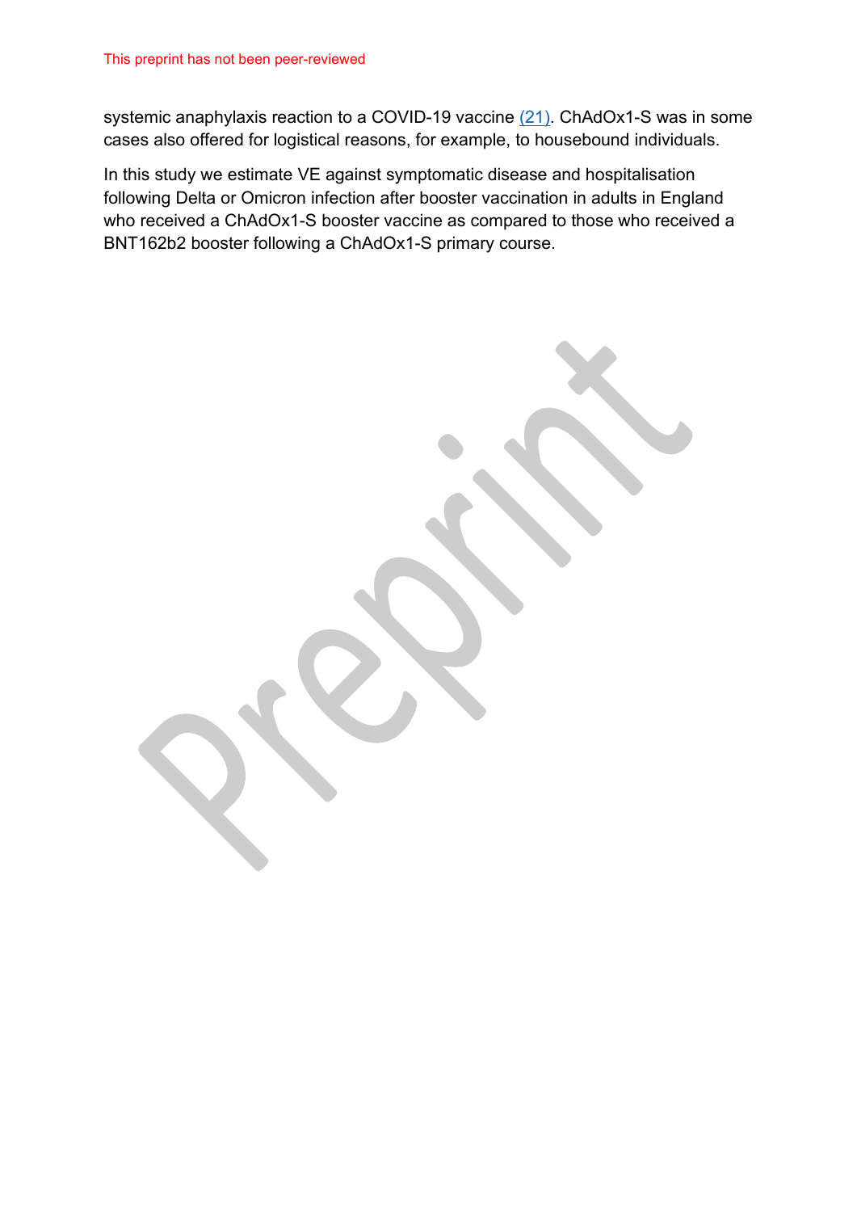systemic anaphylaxis reaction to a COVID-19 vaccine (21). ChAdOx1-S was in some cases also offered for logistical reasons, for example, to housebound individuals.

In this study we estimate VE against symptomatic disease and hospitalisation following Delta or Omicron infection after booster vaccination in adults in England who received a ChAdOx1-S booster vaccine as compared to those who received a BNT162b2 booster following a ChAdOx1-S primary course.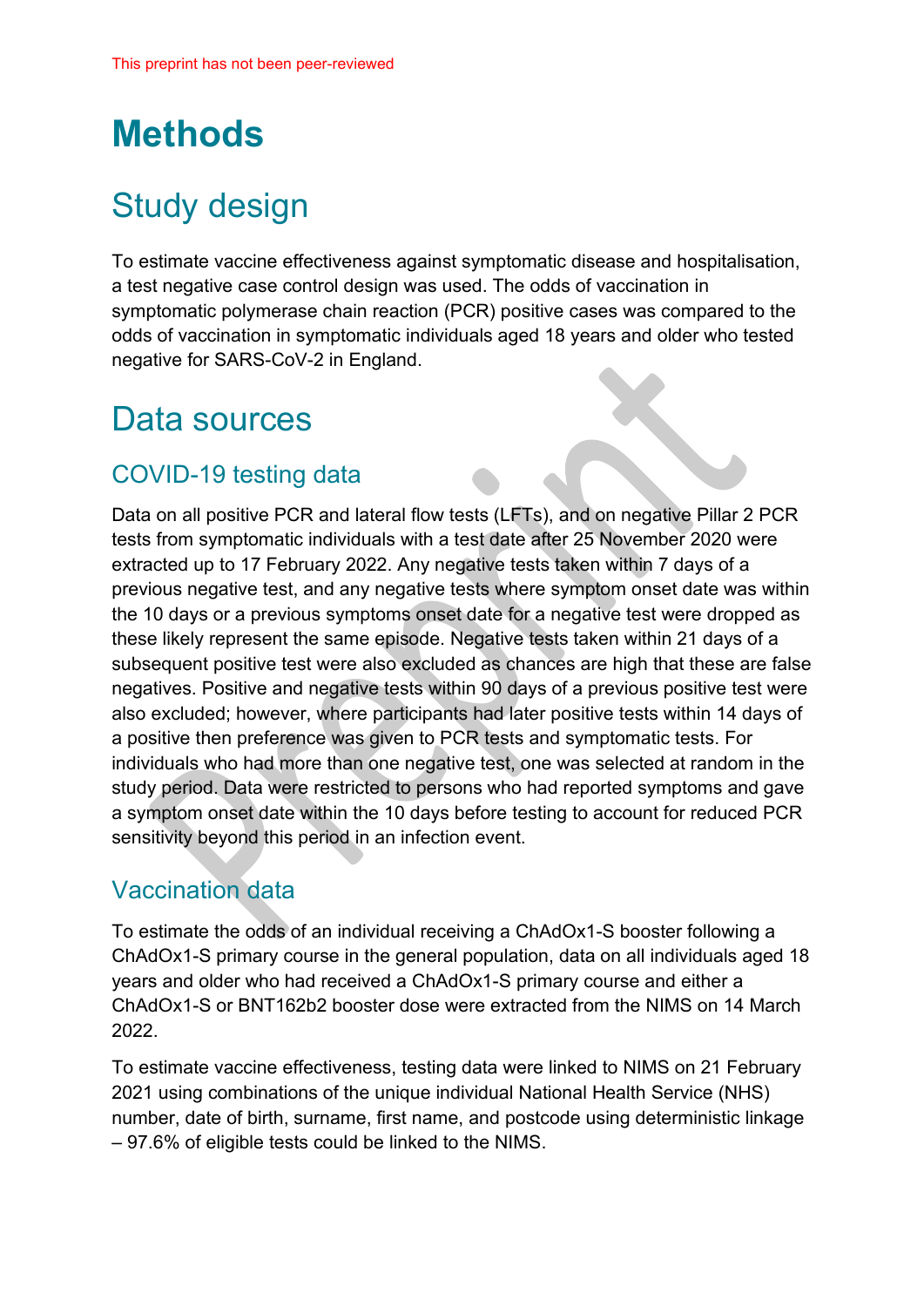# Methods

## Study design

To estimate vaccine effectiveness against symptomatic disease and hospitalisation, a test negative case control design was used. The odds of vaccination in symptomatic polymerase chain reaction (PCR) positive cases was compared to the odds of vaccination in symptomatic individuals aged 18 years and older who tested negative for SARS-CoV-2 in England.

## Data sources

### COVID-19 testing data

Data on all positive PCR and lateral flow tests (LFTs), and on negative Pillar 2 PCR tests from symptomatic individuals with a test date after 25 November 2020 were extracted up to 17 February 2022. Any negative tests taken within 7 days of a previous negative test, and any negative tests where symptom onset date was within the 10 days or a previous symptoms onset date for a negative test were dropped as these likely represent the same episode. Negative tests taken within 21 days of a subsequent positive test were also excluded as chances are high that these are false negatives. Positive and negative tests within 90 days of a previous positive test were also excluded; however, where participants had later positive tests within 14 days of a positive then preference was given to PCR tests and symptomatic tests. For individuals who had more than one negative test, one was selected at random in the study period. Data were restricted to persons who had reported symptoms and gave a symptom onset date within the 10 days before testing to account for reduced PCR sensitivity beyond this period in an infection event.

### Vaccination data

To estimate the odds of an individual receiving a ChAdOx1-S booster following a ChAdOx1-S primary course in the general population, data on all individuals aged 18 years and older who had received a ChAdOx1-S primary course and either a ChAdOx1-S or BNT162b2 booster dose were extracted from the NIMS on 14 March 2022.

To estimate vaccine effectiveness, testing data were linked to NIMS on 21 February 2021 using combinations of the unique individual National Health Service (NHS) number, date of birth, surname, first name, and postcode using deterministic linkage – 97.6% of eligible tests could be linked to the NIMS.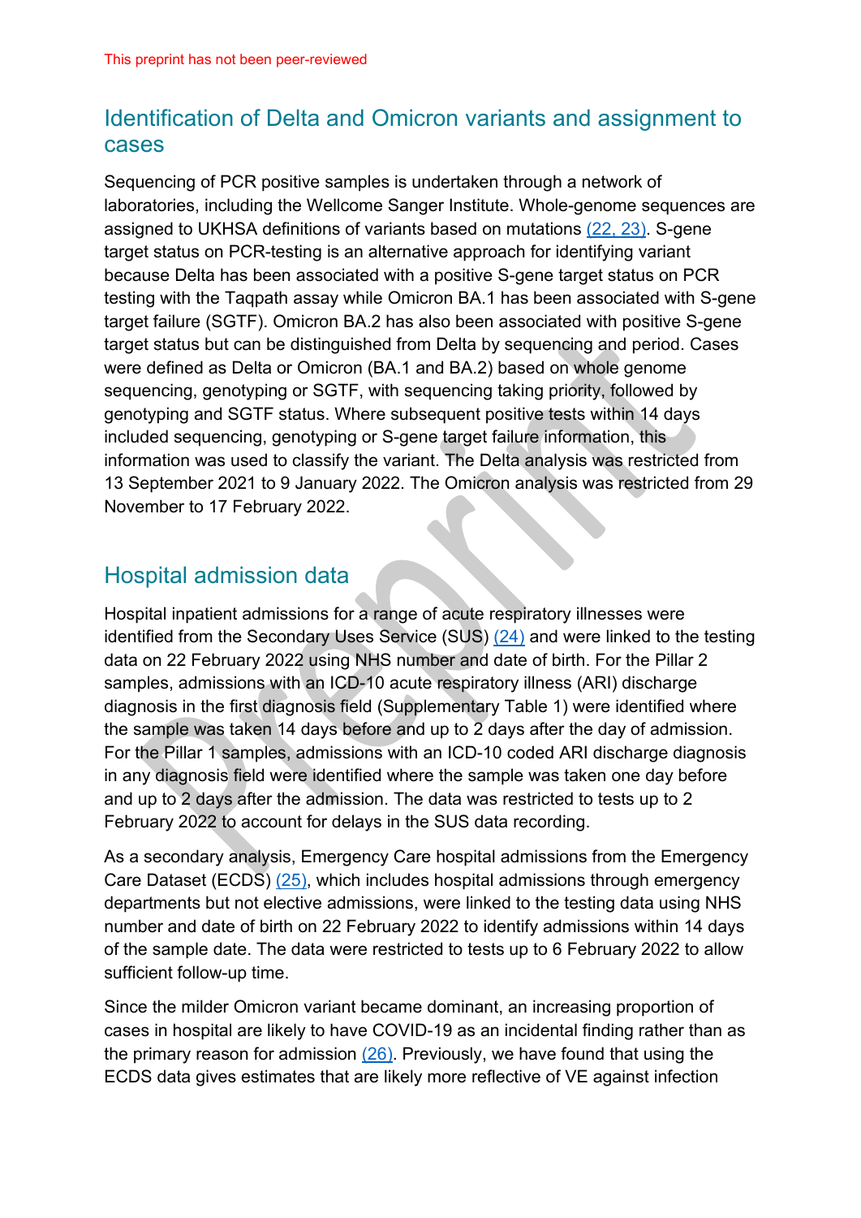## Identification of Delta and Omicron variants and assignment to cases

Sequencing of PCR positive samples is undertaken through a network of laboratories, including the Wellcome Sanger Institute. Whole-genome sequences are assigned to UKHSA definitions of variants based on mutations (22, 23). S-gene target status on PCR-testing is an alternative approach for identifying variant because Delta has been associated with a positive S-gene target status on PCR testing with the Taqpath assay while Omicron BA.1 has been associated with S-gene target failure (SGTF). Omicron BA.2 has also been associated with positive S-gene target status but can be distinguished from Delta by sequencing and period. Cases were defined as Delta or Omicron (BA.1 and BA.2) based on whole genome sequencing, genotyping or SGTF, with sequencing taking priority, followed by genotyping and SGTF status. Where subsequent positive tests within 14 days included sequencing, genotyping or S-gene target failure information, this information was used to classify the variant. The Delta analysis was restricted from 13 September 2021 to 9 January 2022. The Omicron analysis was restricted from 29 November to 17 February 2022.

## Hospital admission data

Hospital inpatient admissions for a range of acute respiratory illnesses were identified from the Secondary Uses Service (SUS) (24) and were linked to the testing data on 22 February 2022 using NHS number and date of birth. For the Pillar 2 samples, admissions with an ICD-10 acute respiratory illness (ARI) discharge diagnosis in the first diagnosis field (Supplementary Table 1) were identified where the sample was taken 14 days before and up to 2 days after the day of admission. For the Pillar 1 samples, admissions with an ICD-10 coded ARI discharge diagnosis in any diagnosis field were identified where the sample was taken one day before and up to 2 days after the admission. The data was restricted to tests up to 2 February 2022 to account for delays in the SUS data recording.

As a secondary analysis, Emergency Care hospital admissions from the Emergency Care Dataset (ECDS) (25), which includes hospital admissions through emergency departments but not elective admissions, were linked to the testing data using NHS number and date of birth on 22 February 2022 to identify admissions within 14 days of the sample date. The data were restricted to tests up to 6 February 2022 to allow sufficient follow-up time.

Since the milder Omicron variant became dominant, an increasing proportion of cases in hospital are likely to have COVID-19 as an incidental finding rather than as the primary reason for admission (26). Previously, we have found that using the ECDS data gives estimates that are likely more reflective of VE against infection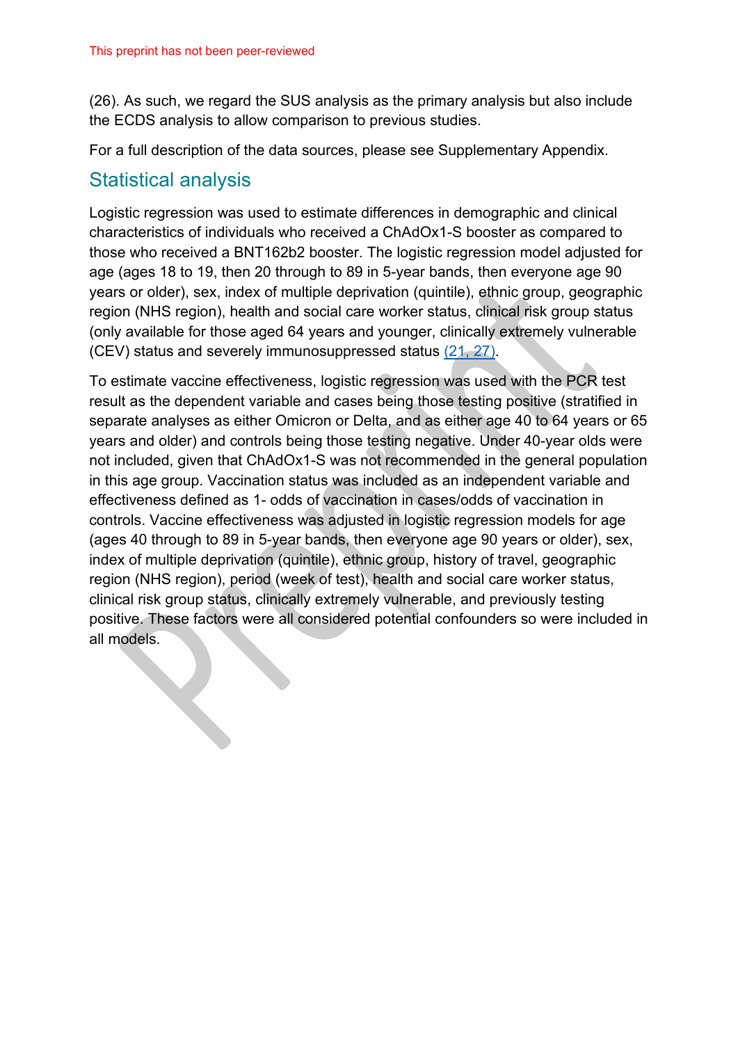(26). As such, we regard the SUS analysis as the primary analysis but also include the ECDS analysis to allow comparison to previous studies.

For a full description of the data sources, please see Supplementary Appendix.

## Statistical analysis

Logistic regression was used to estimate differences in demographic and clinical characteristics of individuals who received a ChAdOx1-S booster as compared to those who received a BNT162b2 booster. The logistic regression model adjusted for age (ages 18 to 19, then 20 through to 89 in 5-year bands, then everyone age 90 years or older), sex, index of multiple deprivation (quintile), ethnic group, geographic region (NHS region), health and social care worker status, clinical risk group status (only available for those aged 64 years and younger, clinically extremely vulnerable (CEV) status and severely immunosuppressed status (21, 27).

To estimate vaccine effectiveness, logistic regression was used with the PCR test result as the dependent variable and cases being those testing positive (stratified in separate analyses as either Omicron or Delta, and as either age 40 to 64 years or 65 years and older) and controls being those testing negative. Under 40-year olds were not included, given that ChAdOx1-S was not recommended in the general population in this age group. Vaccination status was included as an independent variable and effectiveness defined as 1- odds of vaccination in cases/odds of vaccination in controls. Vaccine effectiveness was adjusted in logistic regression models for age (ages 40 through to 89 in 5-year bands, then everyone age 90 years or older), sex, index of multiple deprivation (quintile), ethnic group, history of travel, geographic region (NHS region), period (week of test), health and social care worker status, clinical risk group status, clinically extremely vulnerable, and previously testing positive. These factors were all considered potential confounders so were included in all models.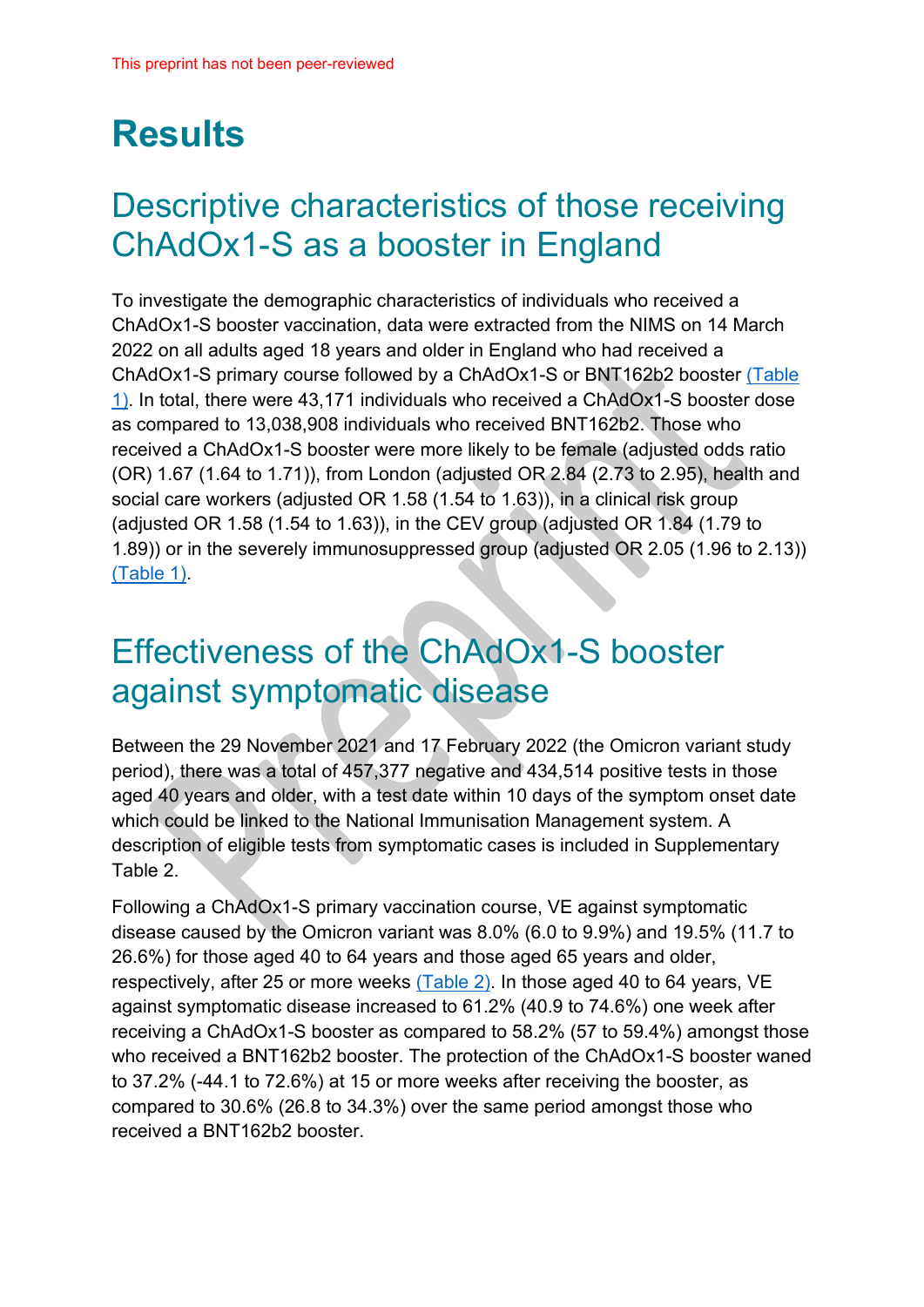# Results

## Descriptive characteristics of those receiving ChAdOx1-S as a booster in England

To investigate the demographic characteristics of individuals who received a ChAdOx1-S booster vaccination, data were extracted from the NIMS on 14 March 2022 on all adults aged 18 years and older in England who had received a ChAdOx1-S primary course followed by a ChAdOx1-S or BNT162b2 booster (Table 1). In total, there were 43,171 individuals who received a ChAdOx1-S booster dose as compared to 13,038,908 individuals who received BNT162b2. Those who received a ChAdOx1-S booster were more likely to be female (adjusted odds ratio (OR) 1.67 (1.64 to 1.71)), from London (adjusted OR 2.84 (2.73 to 2.95), health and social care workers (adjusted OR 1.58 (1.54 to 1.63)), in a clinical risk group (adjusted OR 1.58 (1.54 to 1.63)), in the CEV group (adjusted OR 1.84 (1.79 to 1.89)) or in the severely immunosuppressed group (adjusted OR 2.05 (1.96 to 2.13)) (Table 1).

## Effectiveness of the ChAdOx1-S booster against symptomatic disease

Between the 29 November 2021 and 17 February 2022 (the Omicron variant study period), there was a total of 457,377 negative and 434,514 positive tests in those aged 40 years and older, with a test date within 10 days of the symptom onset date which could be linked to the National Immunisation Management system. A description of eligible tests from symptomatic cases is included in Supplementary Table 2.

Following a ChAdOx1-S primary vaccination course, VE against symptomatic disease caused by the Omicron variant was 8.0% (6.0 to 9.9%) and 19.5% (11.7 to 26.6%) for those aged 40 to 64 years and those aged 65 years and older, respectively, after 25 or more weeks (Table 2). In those aged 40 to 64 years, VE against symptomatic disease increased to 61.2% (40.9 to 74.6%) one week after receiving a ChAdOx1-S booster as compared to 58.2% (57 to 59.4%) amongst those who received a BNT162b2 booster. The protection of the ChAdOx1-S booster waned to 37.2% (-44.1 to 72.6%) at 15 or more weeks after receiving the booster, as compared to 30.6% (26.8 to 34.3%) over the same period amongst those who received a BNT162b2 booster.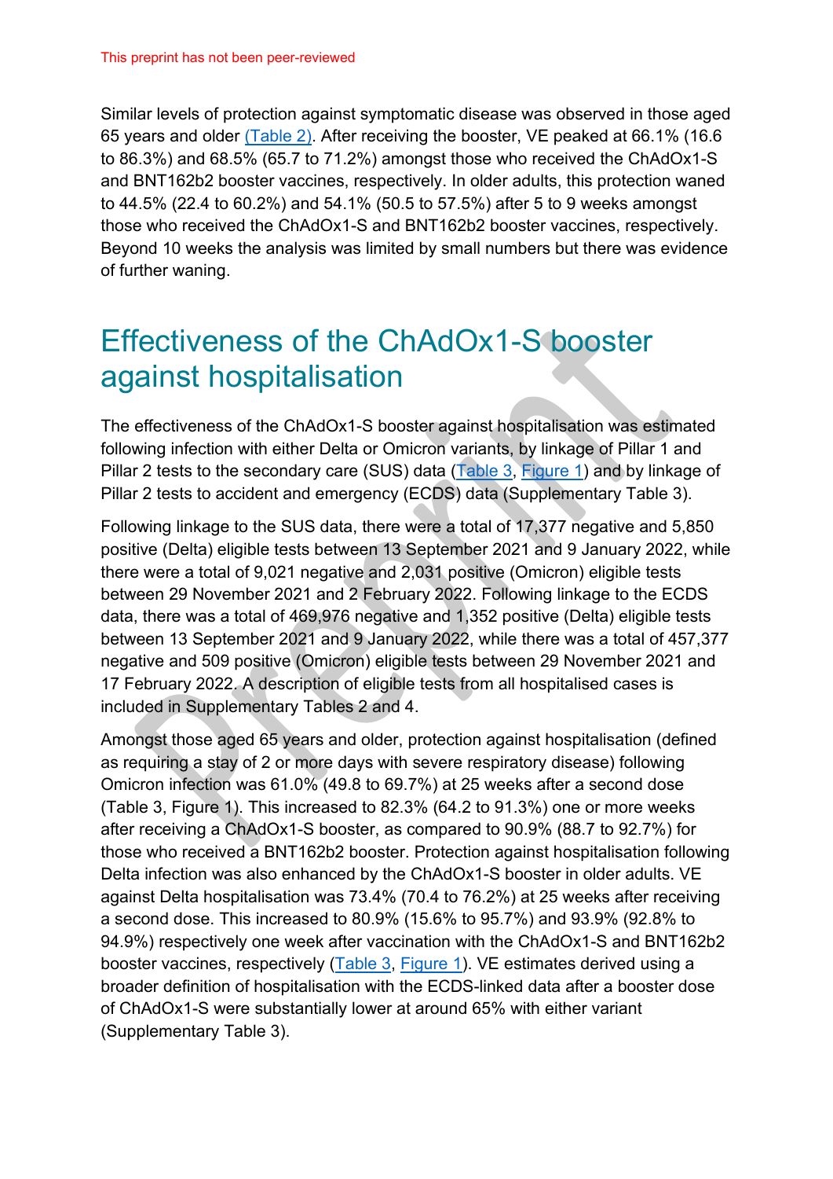Similar levels of protection against symptomatic disease was observed in those aged 65 years and older (Table 2). After receiving the booster, VE peaked at 66.1% (16.6 to 86.3%) and 68.5% (65.7 to 71.2%) amongst those who received the ChAdOx1-S and BNT162b2 booster vaccines, respectively. In older adults, this protection waned to 44.5% (22.4 to 60.2%) and 54.1% (50.5 to 57.5%) after 5 to 9 weeks amongst those who received the ChAdOx1-S and BNT162b2 booster vaccines, respectively. Beyond 10 weeks the analysis was limited by small numbers but there was evidence of further waning.

# Effectiveness of the ChAdOx1-S booster against hospitalisation

The effectiveness of the ChAdOx1-S booster against hospitalisation was estimated following infection with either Delta or Omicron variants, by linkage of Pillar 1 and Pillar 2 tests to the secondary care (SUS) data (Table 3, Figure 1) and by linkage of Pillar 2 tests to accident and emergency (ECDS) data (Supplementary Table 3).

Following linkage to the SUS data, there were a total of 17,377 negative and 5,850 positive (Delta) eligible tests between 13 September 2021 and 9 January 2022, while there were a total of 9,021 negative and 2,031 positive (Omicron) eligible tests between 29 November 2021 and 2 February 2022. Following linkage to the ECDS data, there was a total of 469,976 negative and 1,352 positive (Delta) eligible tests between 13 September 2021 and 9 January 2022, while there was a total of 457,377 negative and 509 positive (Omicron) eligible tests between 29 November 2021 and 17 February 2022. A description of eligible tests from all hospitalised cases is included in Supplementary Tables 2 and 4.

Amongst those aged 65 years and older, protection against hospitalisation (defined as requiring a stay of 2 or more days with severe respiratory disease) following Omicron infection was 61.0% (49.8 to 69.7%) at 25 weeks after a second dose (Table 3, Figure 1). This increased to 82.3% (64.2 to 91.3%) one or more weeks after receiving a ChAdOx1-S booster, as compared to 90.9% (88.7 to 92.7%) for those who received a BNT162b2 booster. Protection against hospitalisation following Delta infection was also enhanced by the ChAdOx1-S booster in older adults. VE against Delta hospitalisation was 73.4% (70.4 to 76.2%) at 25 weeks after receiving a second dose. This increased to 80.9% (15.6% to 95.7%) and 93.9% (92.8% to 94.9%) respectively one week after vaccination with the ChAdOx1-S and BNT162b2 booster vaccines, respectively (Table 3, Figure 1). VE estimates derived using a broader definition of hospitalisation with the ECDS-linked data after a booster dose of ChAdOx1-S were substantially lower at around 65% with either variant (Supplementary Table 3).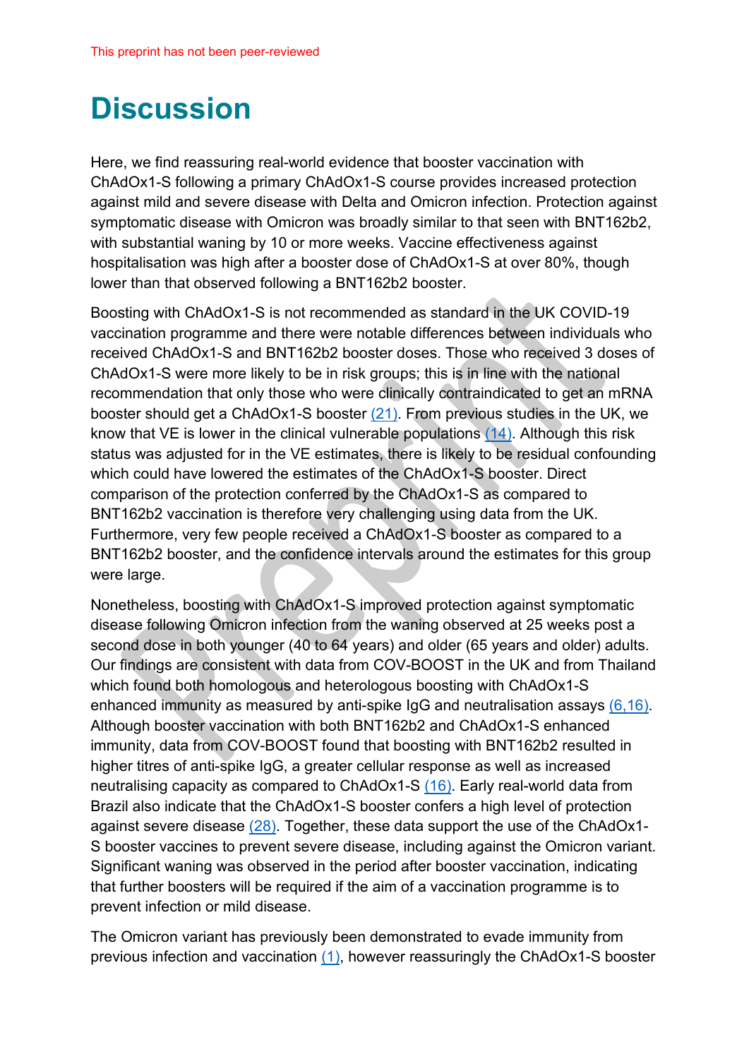# Discussion

Here, we find reassuring real-world evidence that booster vaccination with ChAdOx1-S following a primary ChAdOx1-S course provides increased protection against mild and severe disease with Delta and Omicron infection. Protection against symptomatic disease with Omicron was broadly similar to that seen with BNT162b2, with substantial waning by 10 or more weeks. Vaccine effectiveness against hospitalisation was high after a booster dose of ChAdOx1-S at over 80%, though lower than that observed following a BNT162b2 booster.

Boosting with ChAdOx1-S is not recommended as standard in the UK COVID-19 vaccination programme and there were notable differences between individuals who received ChAdOx1-S and BNT162b2 booster doses. Those who received 3 doses of ChAdOx1-S were more likely to be in risk groups; this is in line with the national recommendation that only those who were clinically contraindicated to get an mRNA booster should get a ChAdOx1-S booster (21). From previous studies in the UK, we know that VE is lower in the clinical vulnerable populations (14). Although this risk status was adjusted for in the VE estimates, there is likely to be residual confounding which could have lowered the estimates of the ChAdOx1-S booster. Direct comparison of the protection conferred by the ChAdOx1-S as compared to BNT162b2 vaccination is therefore very challenging using data from the UK. Furthermore, very few people received a ChAdOx1-S booster as compared to a BNT162b2 booster, and the confidence intervals around the estimates for this group were large.

Nonetheless, boosting with ChAdOx1-S improved protection against symptomatic disease following Omicron infection from the waning observed at 25 weeks post a second dose in both younger (40 to 64 years) and older (65 years and older) adults. Our findings are consistent with data from COV-BOOST in the UK and from Thailand which found both homologous and heterologous boosting with ChAdOx1-S enhanced immunity as measured by anti-spike IgG and neutralisation assays (6,16). Although booster vaccination with both BNT162b2 and ChAdOx1-S enhanced immunity, data from COV-BOOST found that boosting with BNT162b2 resulted in higher titres of anti-spike IgG, a greater cellular response as well as increased neutralising capacity as compared to ChAdOx1-S (16). Early real-world data from Brazil also indicate that the ChAdOx1-S booster confers a high level of protection against severe disease (28). Together, these data support the use of the ChAdOx1-S booster vaccines to prevent severe disease, including against the Omicron variant. Significant waning was observed in the period after booster vaccination, indicating that further boosters will be required if the aim of a vaccination programme is to prevent infection or mild disease.

The Omicron variant has previously been demonstrated to evade immunity from previous infection and vaccination (1), however reassuringly the ChAdOx1-S booster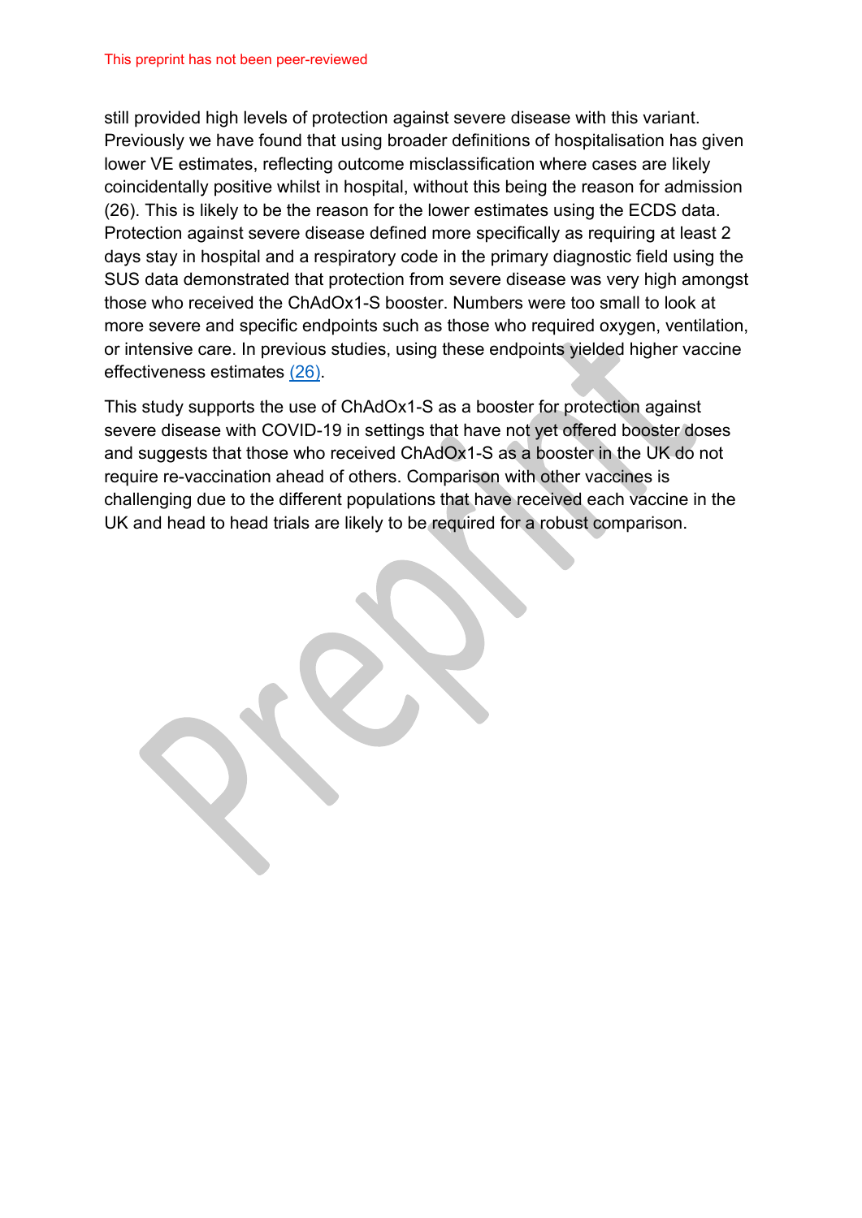still provided high levels of protection against severe disease with this variant. Previously we have found that using broader definitions of hospitalisation has given lower VE estimates, reflecting outcome misclassification where cases are likely coincidentally positive whilst in hospital, without this being the reason for admission (26). This is likely to be the reason for the lower estimates using the ECDS data. Protection against severe disease defined more specifically as requiring at least 2 days stay in hospital and a respiratory code in the primary diagnostic field using the SUS data demonstrated that protection from severe disease was very high amongst those who received the ChAdOx1-S booster. Numbers were too small to look at more severe and specific endpoints such as those who required oxygen, ventilation, or intensive care. In previous studies, using these endpoints yielded higher vaccine effectiveness estimates (26).

This study supports the use of ChAdOx1-S as a booster for protection against severe disease with COVID-19 in settings that have not yet offered booster doses and suggests that those who received ChAdOx1-S as a booster in the UK do not require re-vaccination ahead of others. Comparison with other vaccines is challenging due to the different populations that have received each vaccine in the UK and head to head trials are likely to be required for a robust comparison.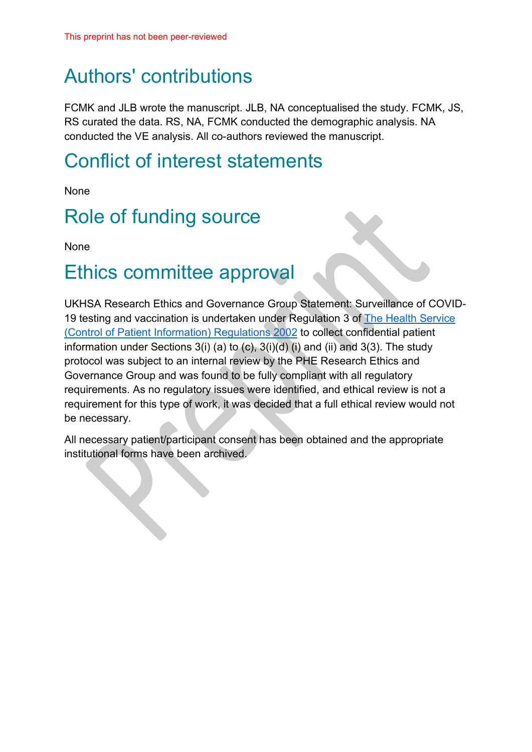# Authors' contributions

FCMK and JLB wrote the manuscript. JLB, NA conceptualised the study. FCMK, JS, RS curated the data. RS, NA, FCMK conducted the demographic analysis. NA conducted the VE analysis. All co-authors reviewed the manuscript.

# Conflict of interest statements

None

# Role of funding source

None

# Ethics committee approval

UKHSA Research Ethics and Governance Group Statement: Surveillance of COVID-19 testing and vaccination is undertaken under Regulation 3 of [The Health Service (Control of Patient Information) Regulations 2002] to collect confidential patient information under Sections 3(i) (a) to (c), 3(i)(d) (i) and (ii) and 3(3). The study protocol was subject to an internal review by the PHE Research Ethics and Governance Group and was found to be fully compliant with all regulatory requirements. As no regulatory issues were identified, and ethical review is not a requirement for this type of work, it was decided that a full ethical review would not be necessary.

All necessary patient/participant consent has been obtained and the appropriate institutional forms have been archived.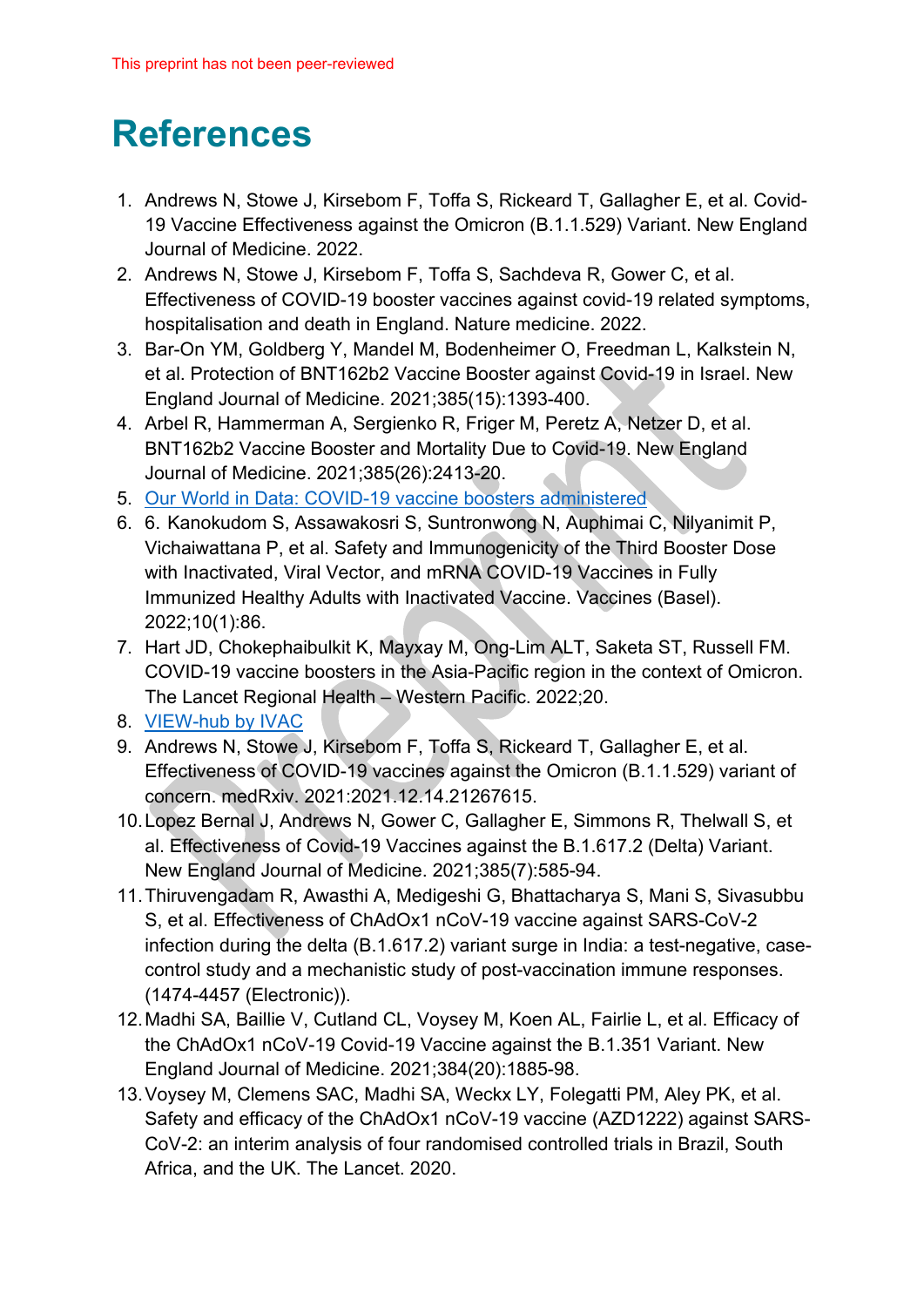This preprint has not been peer-reviewed

# References

1. Andrews N, Stowe J, Kirsebom F, Toffa S, Rickeard T, Gallagher E, et al. Covid-19 Vaccine Effectiveness against the Omicron (B.1.1.529) Variant. New England Journal of Medicine. 2022.
2. Andrews N, Stowe J, Kirsebom F, Toffa S, Sachdeva R, Gower C, et al. Effectiveness of COVID-19 booster vaccines against covid-19 related symptoms, hospitalisation and death in England. Nature medicine. 2022.
3. Bar-On YM, Goldberg Y, Mandel M, Bodenheimer O, Freedman L, Kalkstein N, et al. Protection of BNT162b2 Vaccine Booster against Covid-19 in Israel. New England Journal of Medicine. 2021;385(15):1393-400.
4. Arbel R, Hammerman A, Sergienko R, Friger M, Peretz A, Netzer D, et al. BNT162b2 Vaccine Booster and Mortality Due to Covid-19. New England Journal of Medicine. 2021;385(26):2413-20.
5. [Our World in Data: COVID-19 vaccine boosters administered]()
6. 6. Kanokudom S, Assawakosri S, Suntronwong N, Auphimai C, Nilyanimit P, Vichaiwattana P, et al. Safety and Immunogenicity of the Third Booster Dose with Inactivated, Viral Vector, and mRNA COVID-19 Vaccines in Fully Immunized Healthy Adults with Inactivated Vaccine. Vaccines (Basel). 2022;10(1):86.
7. Hart JD, Chokephaibulkit K, Mayxay M, Ong-Lim ALT, Saketa ST, Russell FM. COVID-19 vaccine boosters in the Asia-Pacific region in the context of Omicron. The Lancet Regional Health – Western Pacific. 2022;20.
8. [VIEW-hub by IVAC]()
9. Andrews N, Stowe J, Kirsebom F, Toffa S, Rickeard T, Gallagher E, et al. Effectiveness of COVID-19 vaccines against the Omicron (B.1.1.529) variant of concern. medRxiv. 2021:2021.12.14.21267615.
10. Lopez Bernal J, Andrews N, Gower C, Gallagher E, Simmons R, Thelwall S, et al. Effectiveness of Covid-19 Vaccines against the B.1.617.2 (Delta) Variant. New England Journal of Medicine. 2021;385(7):585-94.
11. Thiruvengadam R, Awasthi A, Medigeshi G, Bhattacharya S, Mani S, Sivasubbu S, et al. Effectiveness of ChAdOx1 nCoV-19 vaccine against SARS-CoV-2 infection during the delta (B.1.617.2) variant surge in India: a test-negative, case-control study and a mechanistic study of post-vaccination immune responses. (1474-4457 (Electronic)).
12. Madhi SA, Baillie V, Cutland CL, Voysey M, Koen AL, Fairlie L, et al. Efficacy of the ChAdOx1 nCoV-19 Covid-19 Vaccine against the B.1.351 Variant. New England Journal of Medicine. 2021;384(20):1885-98.
13. Voysey M, Clemens SAC, Madhi SA, Weckx LY, Folegatti PM, Aley PK, et al. Safety and efficacy of the ChAdOx1 nCoV-19 vaccine (AZD1222) against SARS-CoV-2: an interim analysis of four randomised controlled trials in Brazil, South Africa, and the UK. The Lancet. 2020.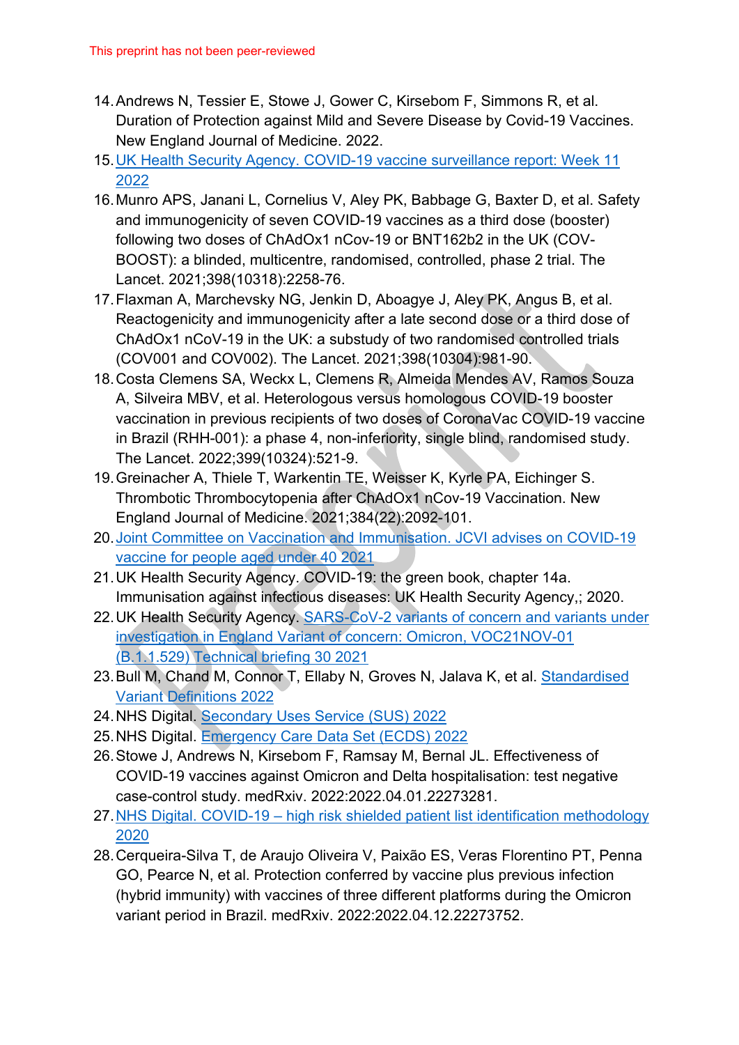14. Andrews N, Tessier E, Stowe J, Gower C, Kirsebom F, Simmons R, et al. Duration of Protection against Mild and Severe Disease by Covid-19 Vaccines. New England Journal of Medicine. 2022.
15. UK Health Security Agency. COVID-19 vaccine surveillance report: Week 11 2022
16. Munro APS, Janani L, Cornelius V, Aley PK, Babbage G, Baxter D, et al. Safety and immunogenicity of seven COVID-19 vaccines as a third dose (booster) following two doses of ChAdOx1 nCov-19 or BNT162b2 in the UK (COV-BOOST): a blinded, multicentre, randomised, controlled, phase 2 trial. The Lancet. 2021;398(10318):2258-76.
17. Flaxman A, Marchevsky NG, Jenkin D, Aboagye J, Aley PK, Angus B, et al. Reactogenicity and immunogenicity after a late second dose or a third dose of ChAdOx1 nCoV-19 in the UK: a substudy of two randomised controlled trials (COV001 and COV002). The Lancet. 2021;398(10304):981-90.
18. Costa Clemens SA, Weckx L, Clemens R, Almeida Mendes AV, Ramos Souza A, Silveira MBV, et al. Heterologous versus homologous COVID-19 booster vaccination in previous recipients of two doses of CoronaVac COVID-19 vaccine in Brazil (RHH-001): a phase 4, non-inferiority, single blind, randomised study. The Lancet. 2022;399(10324):521-9.
19. Greinacher A, Thiele T, Warkentin TE, Weisser K, Kyrle PA, Eichinger S. Thrombotic Thrombocytopenia after ChAdOx1 nCov-19 Vaccination. New England Journal of Medicine. 2021;384(22):2092-101.
20. Joint Committee on Vaccination and Immunisation. JCVI advises on COVID-19 vaccine for people aged under 40 2021
21. UK Health Security Agency. COVID-19: the green book, chapter 14a. Immunisation against infectious diseases: UK Health Security Agency,; 2020.
22. UK Health Security Agency. SARS-CoV-2 variants of concern and variants under investigation in England Variant of concern: Omicron, VOC21NOV-01 (B.1.1.529) Technical briefing 30 2021
23. Bull M, Chand M, Connor T, Ellaby N, Groves N, Jalava K, et al. Standardised Variant Definitions 2022
24. NHS Digital. Secondary Uses Service (SUS) 2022
25. NHS Digital. Emergency Care Data Set (ECDS) 2022
26. Stowe J, Andrews N, Kirsebom F, Ramsay M, Bernal JL. Effectiveness of COVID-19 vaccines against Omicron and Delta hospitalisation: test negative case-control study. medRxiv. 2022:2022.04.01.22273281.
27. NHS Digital. COVID-19 – high risk shielded patient list identification methodology 2020
28. Cerqueira-Silva T, de Araujo Oliveira V, Paixão ES, Veras Florentino PT, Penna GO, Pearce N, et al. Protection conferred by vaccine plus previous infection (hybrid immunity) with vaccines of three different platforms during the Omicron variant period in Brazil. medRxiv. 2022:2022.04.12.22273752.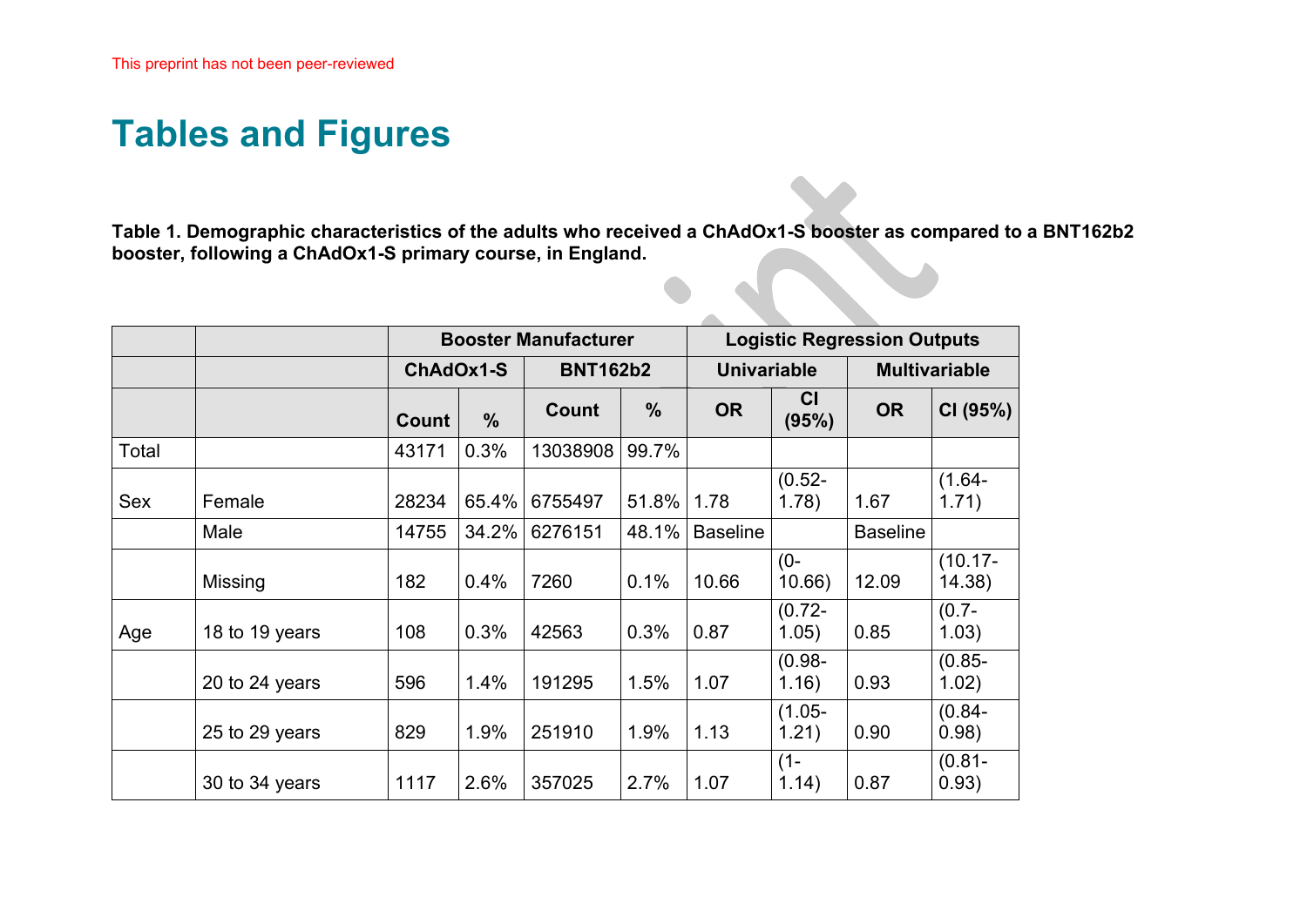# Tables and Figures

**Table 1. Demographic characteristics of the adults who received a ChAdOx1-S booster as compared to a BNT162b2 booster, following a ChAdOx1-S primary course, in England.**

| | | Booster Manufacturer | | | | Logistic Regression Outputs | | | |
|---|---|---|---|---|---|---|---|---|---|
| | | ChAdOx1-S | | BNT162b2 | | Univariable | | Multivariable | |
| | | Count | % | Count | % | OR | CI (95%) | OR | CI (95%) |
| Total | | 43171 | 0.3% | 13038908 | 99.7% | | | | |
| Sex | Female | 28234 | 65.4% | 6755497 | 51.8% | 1.78 | (0.52-1.78) | 1.67 | (1.64-1.71) |
| | Male | 14755 | 34.2% | 6276151 | 48.1% | Baseline | | Baseline | |
| | Missing | 182 | 0.4% | 7260 | 0.1% | 10.66 | (0-10.66) | 12.09 | (10.17-14.38) |
| Age | 18 to 19 years | 108 | 0.3% | 42563 | 0.3% | 0.87 | (0.72-1.05) | 0.85 | (0.7-1.03) |
| | 20 to 24 years | 596 | 1.4% | 191295 | 1.5% | 1.07 | (0.98-1.16) | 0.93 | (0.85-1.02) |
| | 25 to 29 years | 829 | 1.9% | 251910 | 1.9% | 1.13 | (1.05-1.21) | 0.90 | (0.84-0.98) |
| | 30 to 34 years | 1117 | 2.6% | 357025 | 2.7% | 1.07 | (1-1.14) | 0.87 | (0.81-0.93) |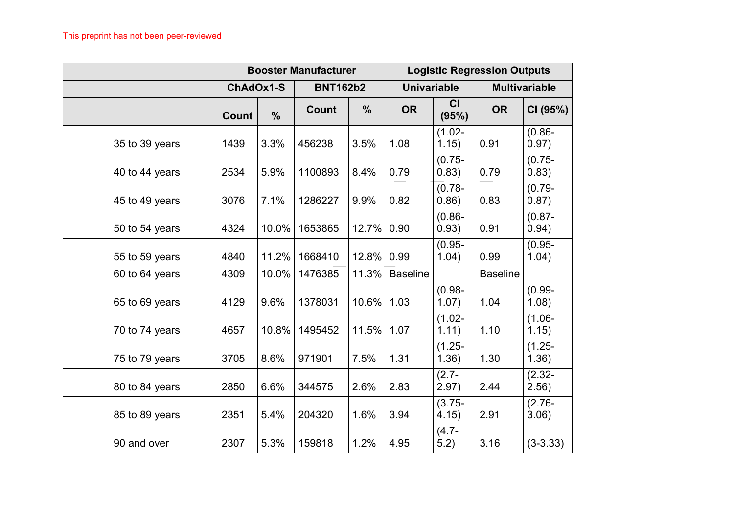This preprint has not been peer-reviewed

| | | Booster Manufacturer | | | | Logistic Regression Outputs | | | |
|---|---|---|---|---|---|---|---|---|---|
| | | ChAdOx1-S | | BNT162b2 | | Univariable | | Multivariable | |
| | | Count | % | Count | % | OR | CI (95%) | OR | CI (95%) |
| | 35 to 39 years | 1439 | 3.3% | 456238 | 3.5% | 1.08 | (1.02-1.15) | 0.91 | (0.86-0.97) |
| | 40 to 44 years | 2534 | 5.9% | 1100893 | 8.4% | 0.79 | (0.75-0.83) | 0.79 | (0.75-0.83) |
| | 45 to 49 years | 3076 | 7.1% | 1286227 | 9.9% | 0.82 | (0.78-0.86) | 0.83 | (0.79-0.87) |
| | 50 to 54 years | 4324 | 10.0% | 1653865 | 12.7% | 0.90 | (0.86-0.93) | 0.91 | (0.87-0.94) |
| | 55 to 59 years | 4840 | 11.2% | 1668410 | 12.8% | 0.99 | (0.95-1.04) | 0.99 | (0.95-1.04) |
| | 60 to 64 years | 4309 | 10.0% | 1476385 | 11.3% | Baseline | | Baseline | |
| | 65 to 69 years | 4129 | 9.6% | 1378031 | 10.6% | 1.03 | (0.98-1.07) | 1.04 | (0.99-1.08) |
| | 70 to 74 years | 4657 | 10.8% | 1495452 | 11.5% | 1.07 | (1.02-1.11) | 1.10 | (1.06-1.15) |
| | 75 to 79 years | 3705 | 8.6% | 971901 | 7.5% | 1.31 | (1.25-1.36) | 1.30 | (1.25-1.36) |
| | 80 to 84 years | 2850 | 6.6% | 344575 | 2.6% | 2.83 | (2.7-2.97) | 2.44 | (2.32-2.56) |
| | 85 to 89 years | 2351 | 5.4% | 204320 | 1.6% | 3.94 | (3.75-4.15) | 2.91 | (2.76-3.06) |
| | 90 and over | 2307 | 5.3% | 159818 | 1.2% | 4.95 | (4.7-5.2) | 3.16 | (3-3.33) |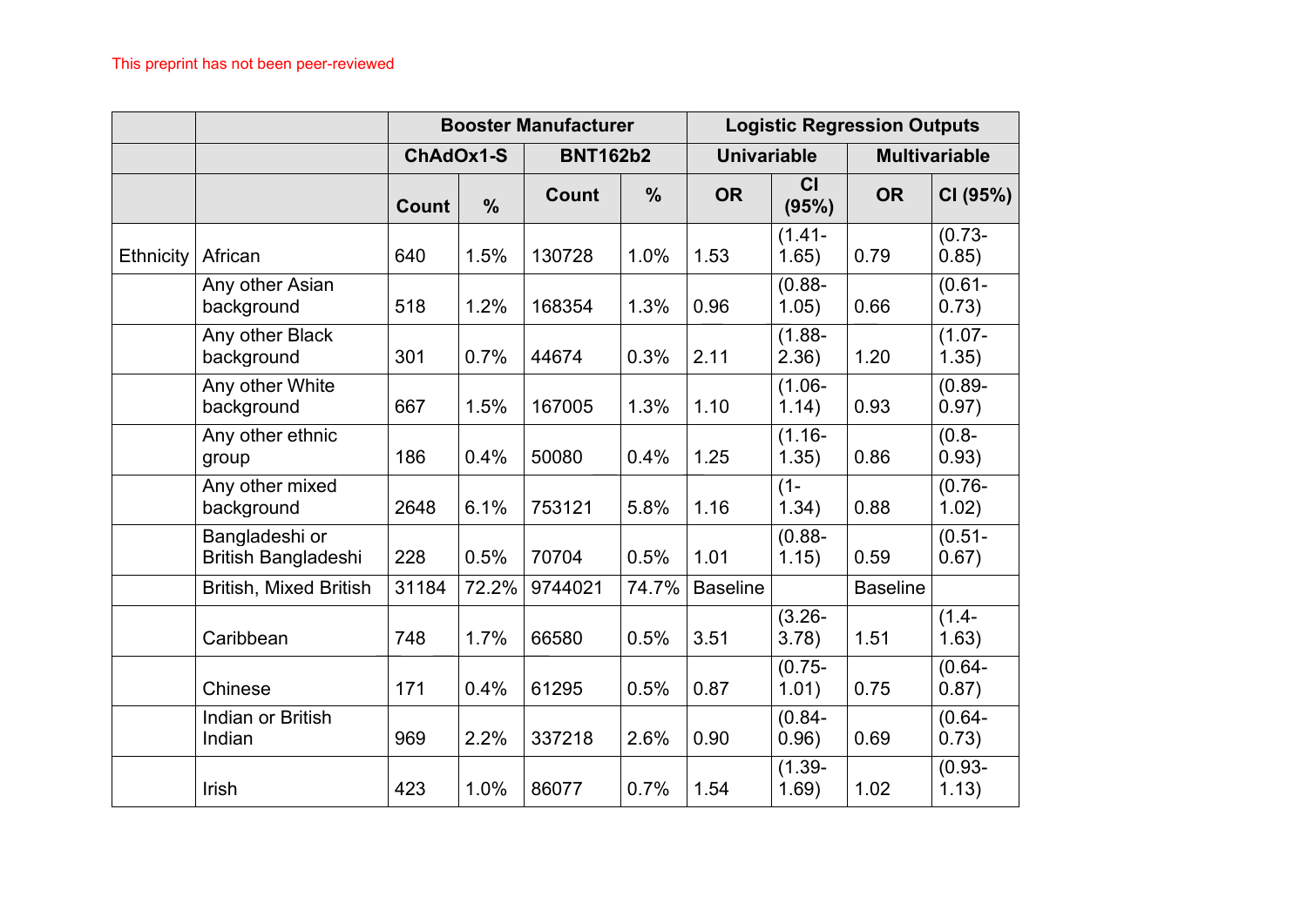|  |  | Booster Manufacturer |  |  |  | Logistic Regression Outputs |  |  |  |
|---|---|---|---|---|---|---|---|---|---|
|  |  | ChAdOx1-S |  | BNT162b2 |  | Univariable |  | Multivariable |  |
|  |  | Count | % | Count | % | OR | CI (95%) | OR | CI (95%) |
| Ethnicity | African | 640 | 1.5% | 130728 | 1.0% | 1.53 | (1.41-1.65) | 0.79 | (0.73-0.85) |
|  | Any other Asian background | 518 | 1.2% | 168354 | 1.3% | 0.96 | (0.88-1.05) | 0.66 | (0.61-0.73) |
|  | Any other Black background | 301 | 0.7% | 44674 | 0.3% | 2.11 | (1.88-2.36) | 1.20 | (1.07-1.35) |
|  | Any other White background | 667 | 1.5% | 167005 | 1.3% | 1.10 | (1.06-1.14) | 0.93 | (0.89-0.97) |
|  | Any other ethnic group | 186 | 0.4% | 50080 | 0.4% | 1.25 | (1.16-1.35) | 0.86 | (0.8-0.93) |
|  | Any other mixed background | 2648 | 6.1% | 753121 | 5.8% | 1.16 | (1-1.34) | 0.88 | (0.76-1.02) |
|  | Bangladeshi or British Bangladeshi | 228 | 0.5% | 70704 | 0.5% | 1.01 | (0.88-1.15) | 0.59 | (0.51-0.67) |
|  | British, Mixed British | 31184 | 72.2% | 9744021 | 74.7% | Baseline |  | Baseline |  |
|  | Caribbean | 748 | 1.7% | 66580 | 0.5% | 3.51 | (3.26-3.78) | 1.51 | (1.4-1.63) |
|  | Chinese | 171 | 0.4% | 61295 | 0.5% | 0.87 | (0.75-1.01) | 0.75 | (0.64-0.87) |
|  | Indian or British Indian | 969 | 2.2% | 337218 | 2.6% | 0.90 | (0.84-0.96) | 0.69 | (0.64-0.73) |
|  | Irish | 423 | 1.0% | 86077 | 0.7% | 1.54 | (1.39-1.69) | 1.02 | (0.93-1.13) |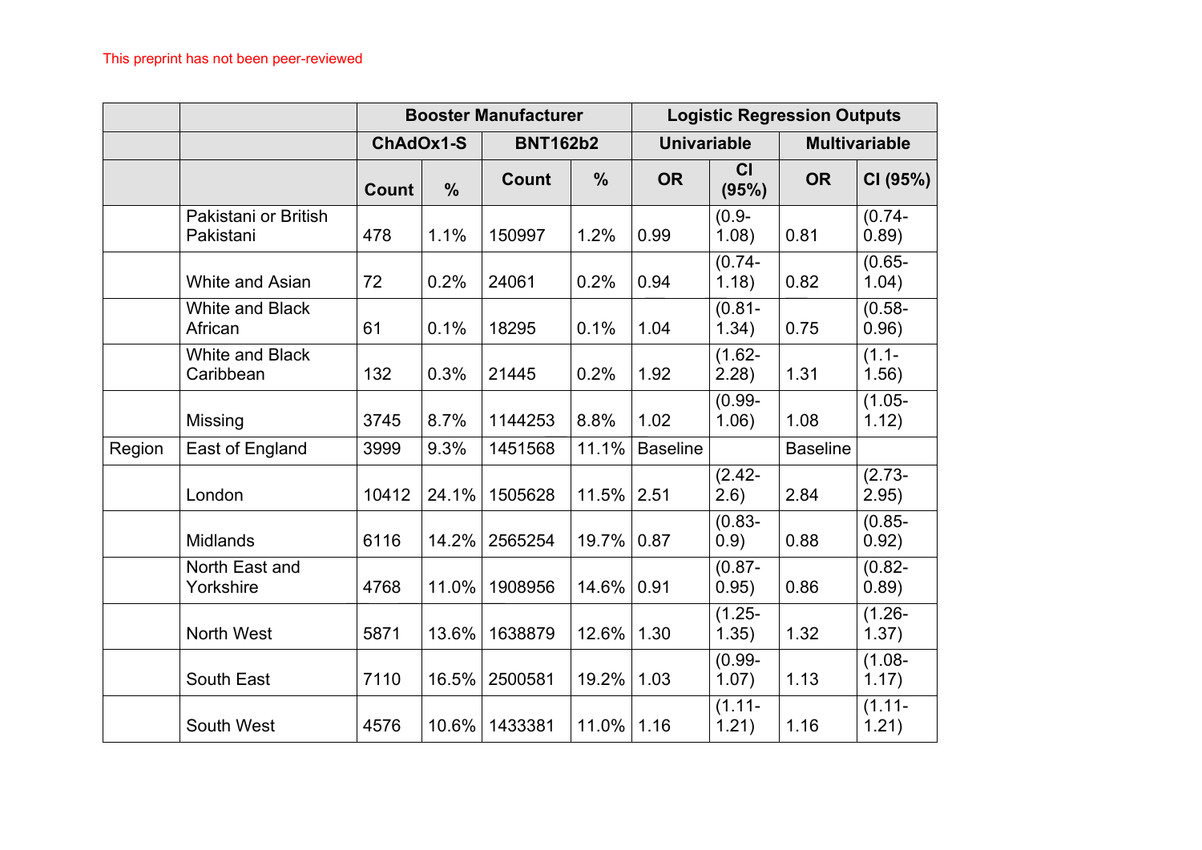This preprint has not been peer-reviewed

| | | Booster Manufacturer | | | | Logistic Regression Outputs | | | |
|---|---|---|---|---|---|---|---|---|---|
| | | ChAdOx1-S | | BNT162b2 | | Univariable | | Multivariable | |
| | | Count | % | Count | % | OR | CI (95%) | OR | CI (95%) |
| | Pakistani or British Pakistani | 478 | 1.1% | 150997 | 1.2% | 0.99 | (0.9-1.08) | 0.81 | (0.74-0.89) |
| | White and Asian | 72 | 0.2% | 24061 | 0.2% | 0.94 | (0.74-1.18) | 0.82 | (0.65-1.04) |
| | White and Black African | 61 | 0.1% | 18295 | 0.1% | 1.04 | (0.81-1.34) | 0.75 | (0.58-0.96) |
| | White and Black Caribbean | 132 | 0.3% | 21445 | 0.2% | 1.92 | (1.62-2.28) | 1.31 | (1.1-1.56) |
| | Missing | 3745 | 8.7% | 1144253 | 8.8% | 1.02 | (0.99-1.06) | 1.08 | (1.05-1.12) |
| Region | East of England | 3999 | 9.3% | 1451568 | 11.1% | Baseline | | Baseline | |
| | London | 10412 | 24.1% | 1505628 | 11.5% | 2.51 | (2.42-2.6) | 2.84 | (2.73-2.95) |
| | Midlands | 6116 | 14.2% | 2565254 | 19.7% | 0.87 | (0.83-0.9) | 0.88 | (0.85-0.92) |
| | North East and Yorkshire | 4768 | 11.0% | 1908956 | 14.6% | 0.91 | (0.87-0.95) | 0.86 | (0.82-0.89) |
| | North West | 5871 | 13.6% | 1638879 | 12.6% | 1.30 | (1.25-1.35) | 1.32 | (1.26-1.37) |
| | South East | 7110 | 16.5% | 2500581 | 19.2% | 1.03 | (0.99-1.07) | 1.13 | (1.08-1.17) |
| | South West | 4576 | 10.6% | 1433381 | 11.0% | 1.16 | (1.11-1.21) | 1.16 | (1.11-1.21) |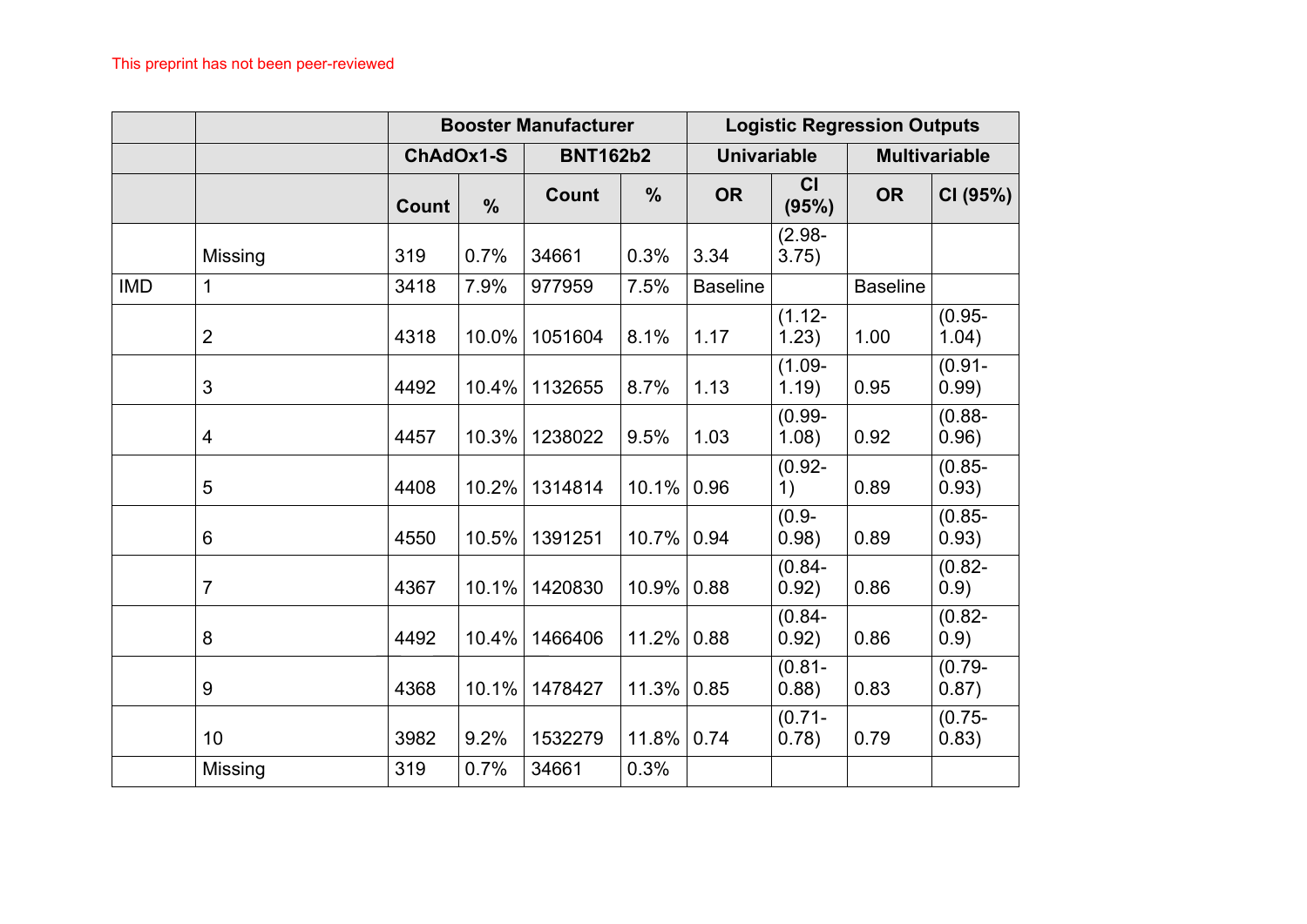| | | Booster Manufacturer | | | | Logistic Regression Outputs | | | |
|---|---|---|---|---|---|---|---|---|---|
| | | ChAdOx1-S | | BNT162b2 | | Univariable | | Multivariable | |
| | | Count | % | Count | % | OR | CI (95%) | OR | CI (95%) |
| | Missing | 319 | 0.7% | 34661 | 0.3% | 3.34 | (2.98-3.75) | | |
| IMD | 1 | 3418 | 7.9% | 977959 | 7.5% | Baseline | | Baseline | |
| | 2 | 4318 | 10.0% | 1051604 | 8.1% | 1.17 | (1.12-1.23) | 1.00 | (0.95-1.04) |
| | 3 | 4492 | 10.4% | 1132655 | 8.7% | 1.13 | (1.09-1.19) | 0.95 | (0.91-0.99) |
| | 4 | 4457 | 10.3% | 1238022 | 9.5% | 1.03 | (0.99-1.08) | 0.92 | (0.88-0.96) |
| | 5 | 4408 | 10.2% | 1314814 | 10.1% | 0.96 | (0.92-1) | 0.89 | (0.85-0.93) |
| | 6 | 4550 | 10.5% | 1391251 | 10.7% | 0.94 | (0.9-0.98) | 0.89 | (0.85-0.93) |
| | 7 | 4367 | 10.1% | 1420830 | 10.9% | 0.88 | (0.84-0.92) | 0.86 | (0.82-0.9) |
| | 8 | 4492 | 10.4% | 1466406 | 11.2% | 0.88 | (0.84-0.92) | 0.86 | (0.82-0.9) |
| | 9 | 4368 | 10.1% | 1478427 | 11.3% | 0.85 | (0.81-0.88) | 0.83 | (0.79-0.87) |
| | 10 | 3982 | 9.2% | 1532279 | 11.8% | 0.74 | (0.71-0.78) | 0.79 | (0.75-0.83) |
| | Missing | 319 | 0.7% | 34661 | 0.3% | | | | |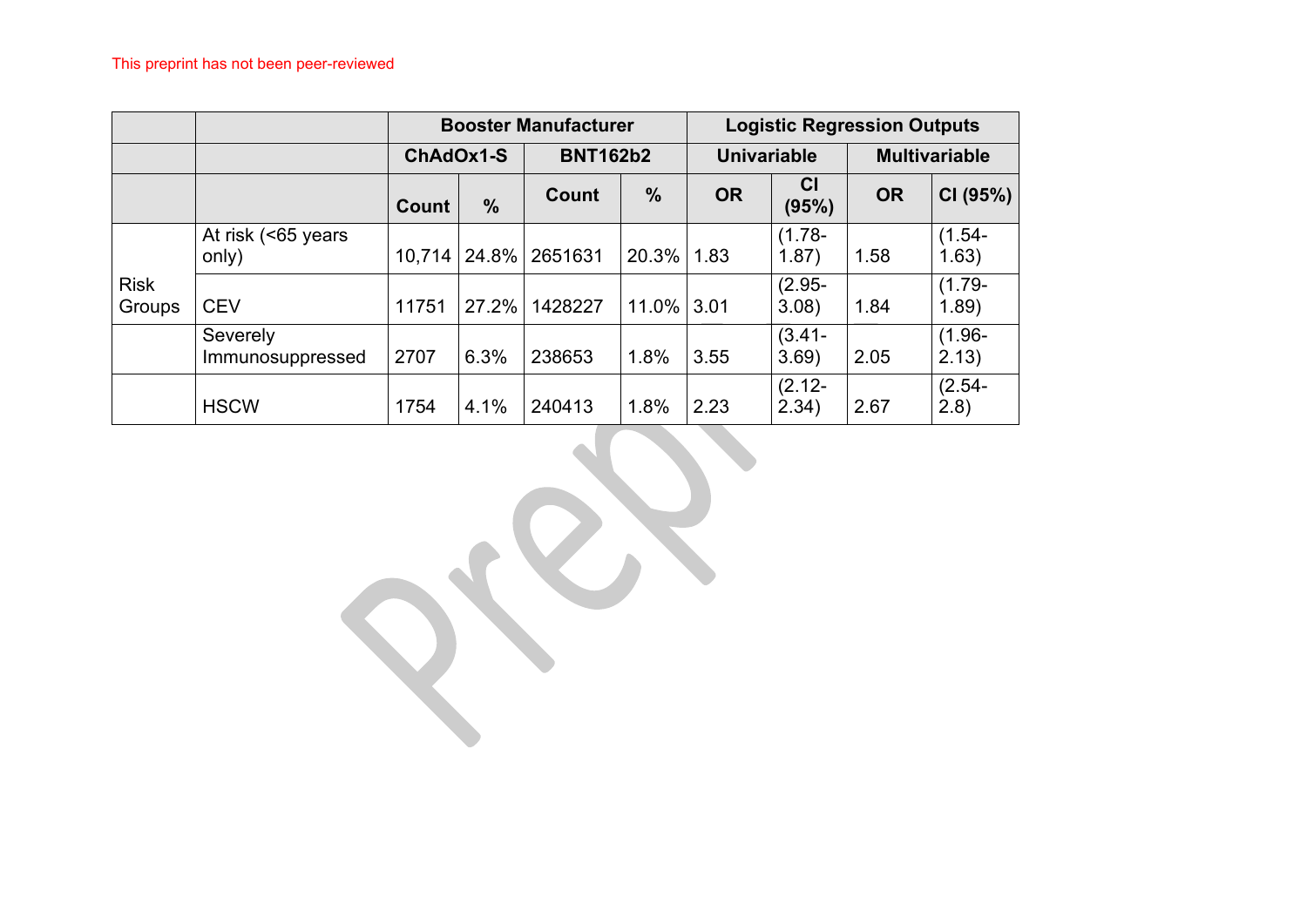|  |  | Booster Manufacturer |  |  |  | Logistic Regression Outputs |  |  |  |
|---|---|---|---|---|---|---|---|---|---|
|  |  | ChAdOx1-S |  | BNT162b2 |  | Univariable |  | Multivariable |  |
|  |  | Count | % | Count | % | OR | CI (95%) | OR | CI (95%) |
| Risk Groups | At risk (<65 years only) | 10,714 | 24.8% | 2651631 | 20.3% | 1.83 | (1.78-1.87) | 1.58 | (1.54-1.63) |
|  | CEV | 11751 | 27.2% | 1428227 | 11.0% | 3.01 | (2.95-3.08) | 1.84 | (1.79-1.89) |
|  | Severely Immunosuppressed | 2707 | 6.3% | 238653 | 1.8% | 3.55 | (3.41-3.69) | 2.05 | (1.96-2.13) |
|  | HSCW | 1754 | 4.1% | 240413 | 1.8% | 2.23 | (2.12-2.34) | 2.67 | (2.54-2.8) |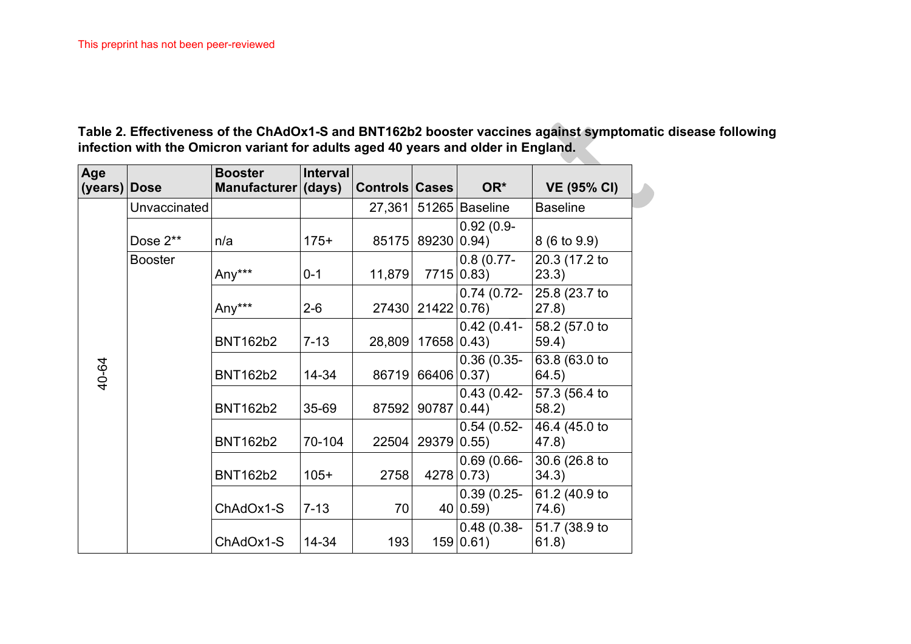This preprint has not been peer-reviewed

**Table 2. Effectiveness of the ChAdOx1-S and BNT162b2 booster vaccines against symptomatic disease following infection with the Omicron variant for adults aged 40 years and older in England.**

| Age (years) | Dose | Booster Manufacturer | Interval (days) | Controls | Cases | OR* | VE (95% CI) |
|---|---|---|---|---|---|---|---|
| 40-64 | Unvaccinated | | | 27,361 | 51265 | Baseline | Baseline |
| | Dose 2** | n/a | 175+ | 85175 | 89230 | 0.92 (0.9-0.94) | 8 (6 to 9.9) |
| | Booster | Any*** | 0-1 | 11,879 | 7715 | 0.8 (0.77-0.83) | 20.3 (17.2 to 23.3) |
| | | Any*** | 2-6 | 27430 | 21422 | 0.74 (0.72-0.76) | 25.8 (23.7 to 27.8) |
| | | BNT162b2 | 7-13 | 28,809 | 17658 | 0.42 (0.41-0.43) | 58.2 (57.0 to 59.4) |
| | | BNT162b2 | 14-34 | 86719 | 66406 | 0.36 (0.35-0.37) | 63.8 (63.0 to 64.5) |
| | | BNT162b2 | 35-69 | 87592 | 90787 | 0.43 (0.42-0.44) | 57.3 (56.4 to 58.2) |
| | | BNT162b2 | 70-104 | 22504 | 29379 | 0.54 (0.52-0.55) | 46.4 (45.0 to 47.8) |
| | | BNT162b2 | 105+ | 2758 | 4278 | 0.69 (0.66-0.73) | 30.6 (26.8 to 34.3) |
| | | ChAdOx1-S | 7-13 | 70 | 40 | 0.39 (0.25-0.59) | 61.2 (40.9 to 74.6) |
| | | ChAdOx1-S | 14-34 | 193 | 159 | 0.48 (0.38-0.61) | 51.7 (38.9 to 61.8) |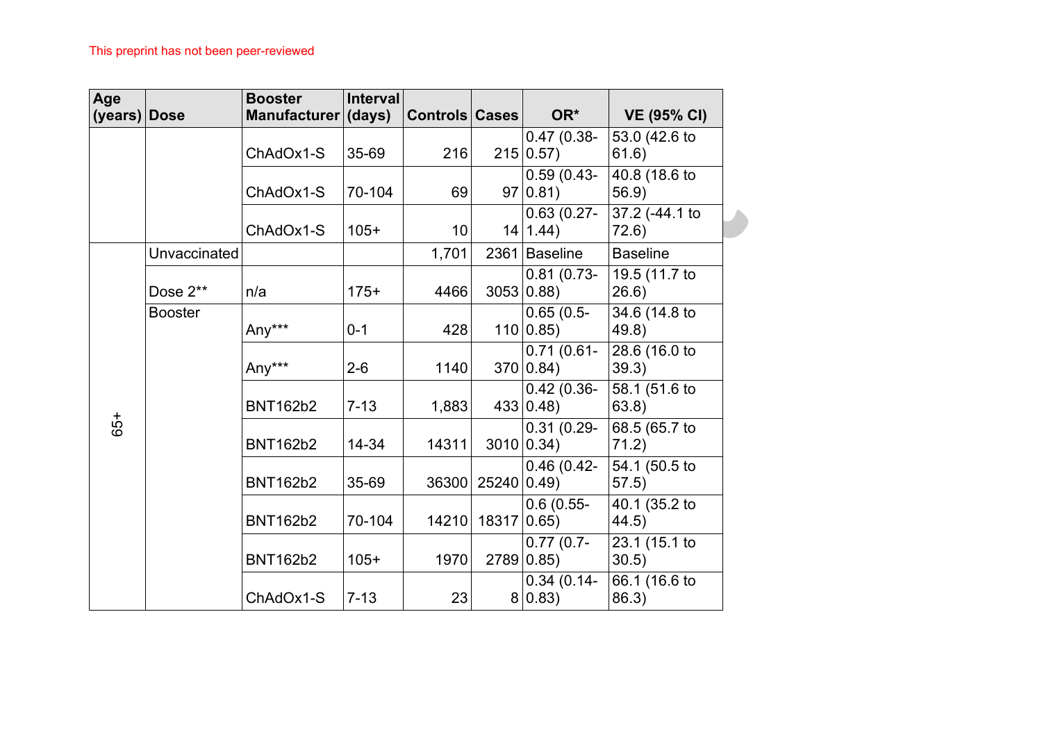This preprint has not been peer-reviewed

| Age (years) | Dose | Booster Manufacturer | Interval (days) | Controls | Cases | OR* | VE (95% CI) |
|---|---|---|---|---|---|---|---|
| | | ChAdOx1-S | 35-69 | 216 | 215 | 0.47 (0.38-0.57) | 53.0 (42.6 to 61.6) |
| | | ChAdOx1-S | 70-104 | 69 | 97 | 0.59 (0.43-0.81) | 40.8 (18.6 to 56.9) |
| | | ChAdOx1-S | 105+ | 10 | 14 | 0.63 (0.27-1.44) | 37.2 (-44.1 to 72.6) |
| 65+ | Unvaccinated | | | 1,701 | 2361 | Baseline | Baseline |
| | Dose 2** | n/a | 175+ | 4466 | 3053 | 0.81 (0.73-0.88) | 19.5 (11.7 to 26.6) |
| | Booster | Any*** | 0-1 | 428 | 110 | 0.65 (0.5-0.85) | 34.6 (14.8 to 49.8) |
| | | Any*** | 2-6 | 1140 | 370 | 0.71 (0.61-0.84) | 28.6 (16.0 to 39.3) |
| | | BNT162b2 | 7-13 | 1,883 | 433 | 0.42 (0.36-0.48) | 58.1 (51.6 to 63.8) |
| | | BNT162b2 | 14-34 | 14311 | 3010 | 0.31 (0.29-0.34) | 68.5 (65.7 to 71.2) |
| | | BNT162b2 | 35-69 | 36300 | 25240 | 0.46 (0.42-0.49) | 54.1 (50.5 to 57.5) |
| | | BNT162b2 | 70-104 | 14210 | 18317 | 0.6 (0.55-0.65) | 40.1 (35.2 to 44.5) |
| | | BNT162b2 | 105+ | 1970 | 2789 | 0.77 (0.7-0.85) | 23.1 (15.1 to 30.5) |
| | | ChAdOx1-S | 7-13 | 23 | 8 | 0.34 (0.14-0.83) | 66.1 (16.6 to 86.3) |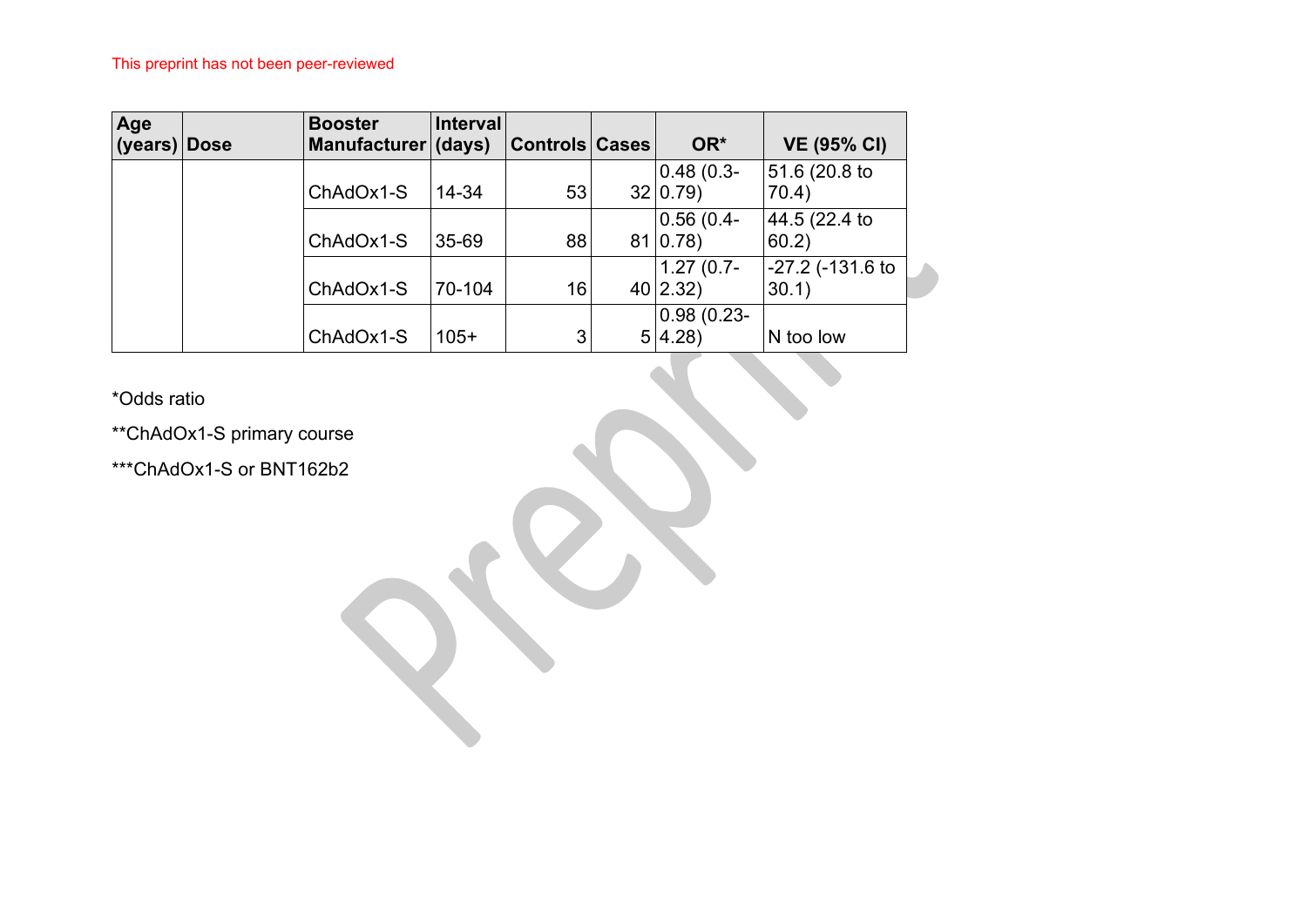| Age (years) | Dose | Booster Manufacturer | Interval (days) | Controls | Cases | OR* | VE (95% CI) |
|---|---|---|---|---|---|---|---|
| | | ChAdOx1-S | 14-34 | 53 | 32 | 0.48 (0.3-0.79) | 51.6 (20.8 to 70.4) |
| | | ChAdOx1-S | 35-69 | 88 | 81 | 0.56 (0.4-0.78) | 44.5 (22.4 to 60.2) |
| | | ChAdOx1-S | 70-104 | 16 | 40 | 1.27 (0.7-2.32) | -27.2 (-131.6 to 30.1) |
| | | ChAdOx1-S | 105+ | 3 | 5 | 0.98 (0.23-4.28) | N too low |

*Odds ratio

**ChAdOx1-S primary course

***ChAdOx1-S or BNT162b2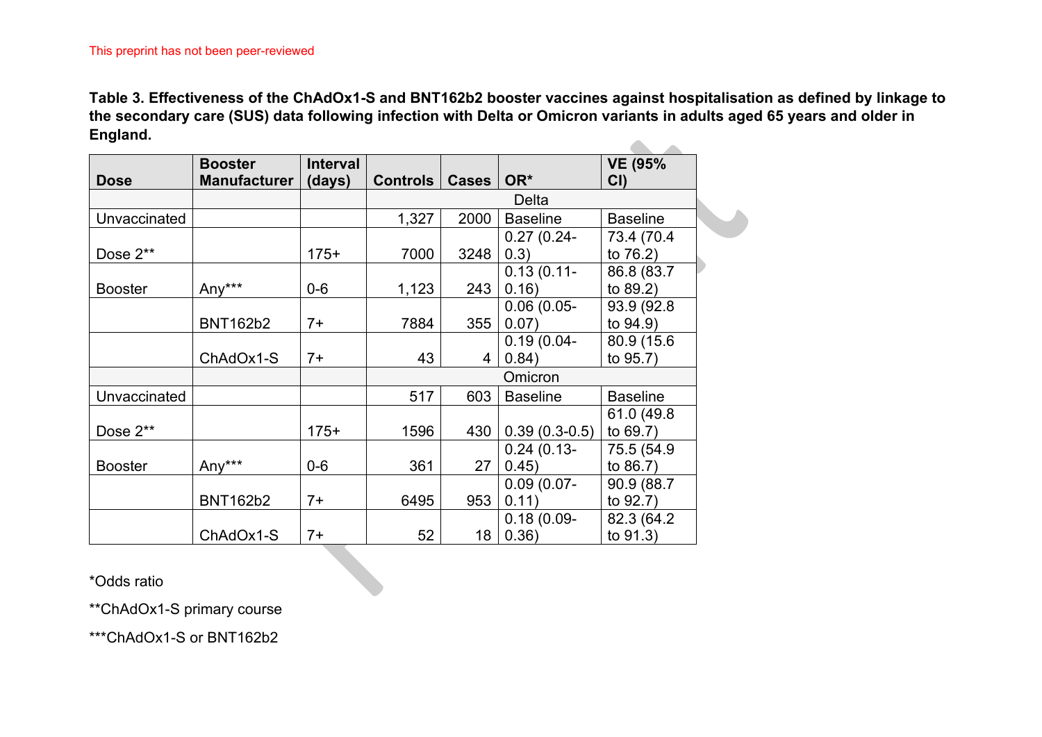This preprint has not been peer-reviewed

**Table 3. Effectiveness of the ChAdOx1-S and BNT162b2 booster vaccines against hospitalisation as defined by linkage to the secondary care (SUS) data following infection with Delta or Omicron variants in adults aged 65 years and older in England.**

| Dose | Booster Manufacturer | Interval (days) | Controls | Cases | OR* | VE (95% CI) |
|---|---|---|---|---|---|---|
| | | | Delta | | | |
| Unvaccinated | | | 1,327 | 2000 | Baseline | Baseline |
| Dose 2** | | 175+ | 7000 | 3248 | 0.27 (0.24-0.3) | 73.4 (70.4 to 76.2) |
| Booster | Any*** | 0-6 | 1,123 | 243 | 0.13 (0.11-0.16) | 86.8 (83.7 to 89.2) |
| | BNT162b2 | 7+ | 7884 | 355 | 0.06 (0.05-0.07) | 93.9 (92.8 to 94.9) |
| | ChAdOx1-S | 7+ | 43 | 4 | 0.19 (0.04-0.84) | 80.9 (15.6 to 95.7) |
| | | | Omicron | | | |
| Unvaccinated | | | 517 | 603 | Baseline | Baseline |
| Dose 2** | | 175+ | 1596 | 430 | 0.39 (0.3-0.5) | 61.0 (49.8 to 69.7) |
| Booster | Any*** | 0-6 | 361 | 27 | 0.24 (0.13-0.45) | 75.5 (54.9 to 86.7) |
| | BNT162b2 | 7+ | 6495 | 953 | 0.09 (0.07-0.11) | 90.9 (88.7 to 92.7) |
| | ChAdOx1-S | 7+ | 52 | 18 | 0.18 (0.09-0.36) | 82.3 (64.2 to 91.3) |

*Odds ratio

**ChAdOx1-S primary course

***ChAdOx1-S or BNT162b2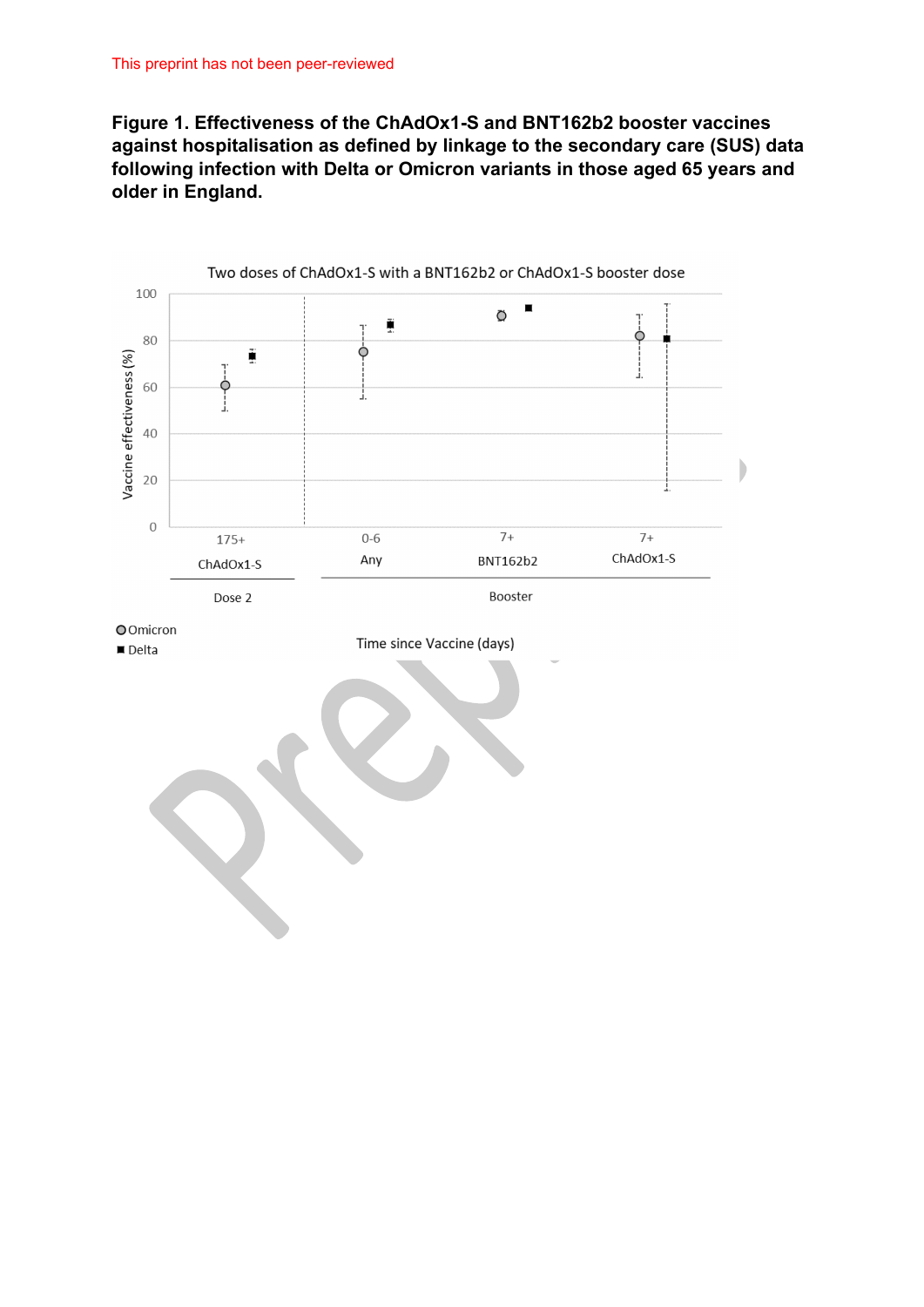**Figure 1. Effectiveness of the ChAdOx1-S and BNT162b2 booster vaccines against hospitalisation as defined by linkage to the secondary care (SUS) data following infection with Delta or Omicron variants in those aged 65 years and older in England.**

Two doses of ChAdOx1-S with a BNT162b2 or ChAdOx1-S booster dose

Vaccine effectiveness (%)

100
80
60
40
20
0

175+
ChAdOx1-S
Dose 2

0-6
Any

7+
BNT162b2

7+
ChAdOx1-S

Booster

Omicron
Delta

Time since Vaccine (days)